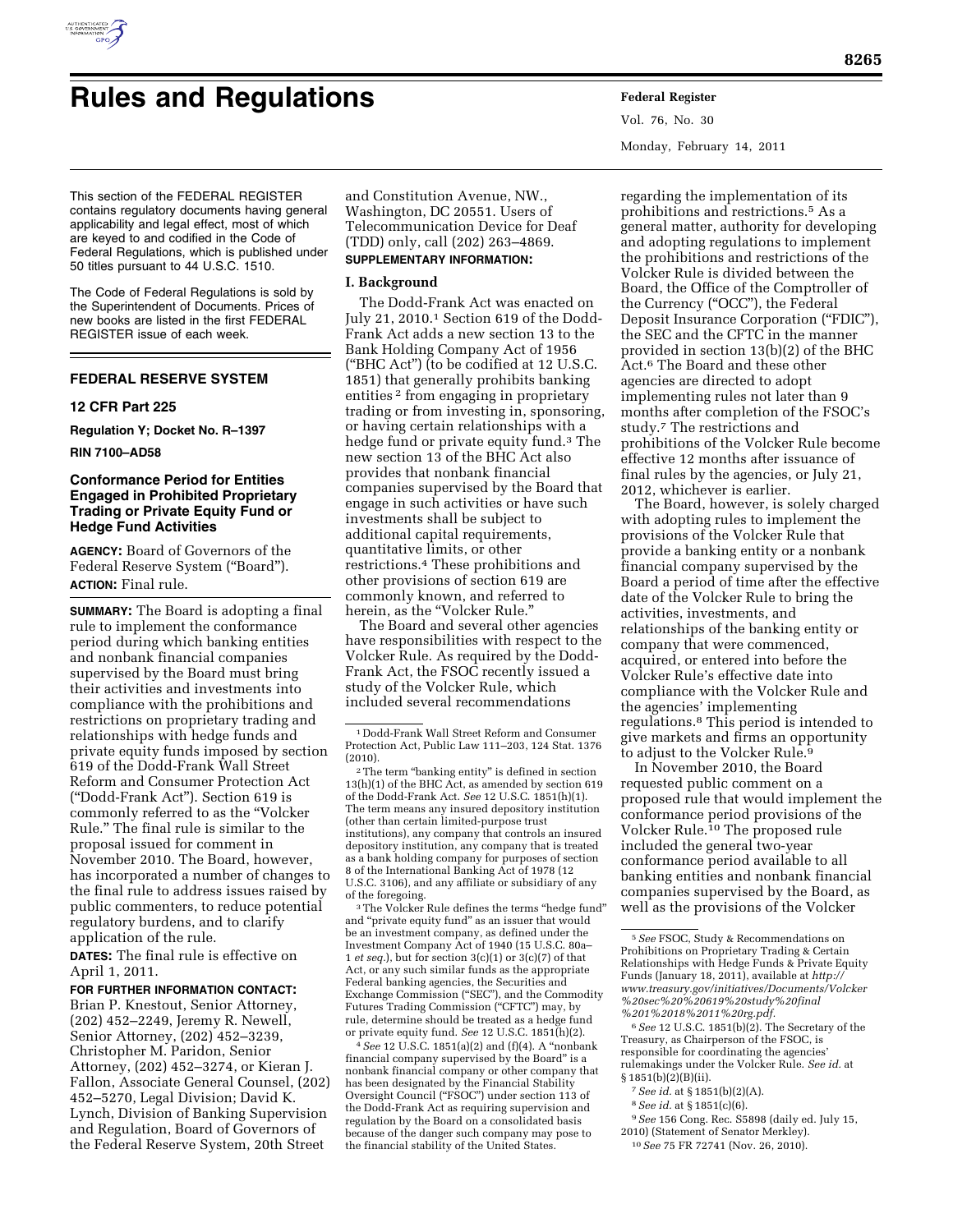# Rules and Regulations

This section of the FEDERAL REGISTER contains regulatory documents having general applicability and legal effect, most of which are keyed to and codified in the Code of Federal Regulations, which is published under 50 titles pursuant to 44 U.S.C. 1510.

The Code of Federal Regulations is sold by the Superintendent of Documents. Prices of new books are listed in the first FEDERAL REGISTER issue of each week.

## FEDERAL RESERVE SYSTEM

### 12 CFR Part 225

**Regulation Y; Docket No. R–1397**

**RIN 7100–AD58**

### Conformance Period for Entities Engaged in Prohibited Proprietary Trading or Private Equity Fund or Hedge Fund Activities

**AGENCY:** Board of Governors of the Federal Reserve System ("Board").

**ACTION:** Final rule.

**SUMMARY:** The Board is adopting a final rule to implement the conformance period during which banking entities and nonbank financial companies supervised by the Board must bring their activities and investments into compliance with the prohibitions and restrictions on proprietary trading and relationships with hedge funds and private equity funds imposed by section 619 of the Dodd-Frank Wall Street Reform and Consumer Protection Act ("Dodd-Frank Act"). Section 619 is commonly referred to as the "Volcker Rule." The final rule is similar to the proposal issued for comment in November 2010. The Board, however, has incorporated a number of changes to the final rule to address issues raised by public commenters, to reduce potential regulatory burdens, and to clarify application of the rule.

**DATES:** The final rule is effective on April 1, 2011.

**FOR FURTHER INFORMATION CONTACT:** Brian P. Knestout, Senior Attorney, (202) 452–2249, Jeremy R. Newell, Senior Attorney, (202) 452–3239, Christopher M. Paridon, Senior Attorney, (202) 452–3274, or Kieran J. Fallon, Associate General Counsel, (202) 452–5270, Legal Division; David K. Lynch, Division of Banking Supervision and Regulation, Board of Governors of the Federal Reserve System, 20th Street and Constitution Avenue, NW., Washington, DC 20551. Users of Telecommunication Device for Deaf (TDD) only, call (202) 263–4869.

**SUPPLEMENTARY INFORMATION:**

#### I. Background

The Dodd-Frank Act was enacted on July 21, 2010.[1] Section 619 of the Dodd-Frank Act adds a new section 13 to the Bank Holding Company Act of 1956 ("BHC Act") (to be codified at 12 U.S.C. 1851) that generally prohibits banking entities [2] from engaging in proprietary trading or from investing in, sponsoring, or having certain relationships with a hedge fund or private equity fund.[3] The new section 13 of the BHC Act also provides that nonbank financial companies supervised by the Board that engage in such activities or have such investments shall be subject to additional capital requirements, quantitative limits, or other restrictions.[4] These prohibitions and other provisions of section 619 are commonly known, and referred to herein, as the "Volcker Rule."

The Board and several other agencies have responsibilities with respect to the Volcker Rule. As required by the Dodd-Frank Act, the FSOC recently issued a study of the Volcker Rule, which included several recommendations regarding the implementation of its prohibitions and restrictions.[5] As a general matter, authority for developing and adopting regulations to implement the prohibitions and restrictions of the Volcker Rule is divided between the Board, the Office of the Comptroller of the Currency ("OCC"), the Federal Deposit Insurance Corporation ("FDIC"), the SEC and the CFTC in the manner provided in section 13(b)(2) of the BHC Act.[6] The Board and these other agencies are directed to adopt implementing rules not later than 9 months after completion of the FSOC's study.[7] The restrictions and prohibitions of the Volcker Rule become effective 12 months after issuance of final rules by the agencies, or July 21, 2012, whichever is earlier.

The Board, however, is solely charged with adopting rules to implement the provisions of the Volcker Rule that provide a banking entity or a nonbank financial company supervised by the Board a period of time after the effective date of the Volcker Rule to bring the activities, investments, and relationships of the banking entity or company that were commenced, acquired, or entered into before the Volcker Rule's effective date into compliance with the Volcker Rule and the agencies' implementing regulations.[8] This period is intended to give markets and firms an opportunity to adjust to the Volcker Rule.[9]

In November 2010, the Board requested public comment on a proposed rule that would implement the conformance period provisions of the Volcker Rule.[10] The proposed rule included the general two-year conformance period available to all banking entities and nonbank financial companies supervised by the Board, as well as the provisions of the Volcker

---

[1] Dodd-Frank Wall Street Reform and Consumer Protection Act, Public Law 111–203, 124 Stat. 1376 (2010).

[2] The term "banking entity" is defined in section 13(h)(1) of the BHC Act, as amended by section 619 of the Dodd-Frank Act. *See* 12 U.S.C. 1851(h)(1). The term means any insured depository institution (other than certain limited-purpose trust institutions), any company that controls an insured depository institution, any company that is treated as a bank holding company for purposes of section 8 of the International Banking Act of 1978 (12 U.S.C. 3106), and any affiliate or subsidiary of any of the foregoing.

[3] The Volcker Rule defines the terms "hedge fund" and "private equity fund" as an issuer that would be an investment company, as defined under the Investment Company Act of 1940 (15 U.S.C. 80a–1 *et seq.*), but for section 3(c)(1) or 3(c)(7) of that Act, or any such similar funds as the appropriate Federal banking agencies, the Securities and Exchange Commission ("SEC"), and the Commodity Futures Trading Commission ("CFTC") may, by rule, determine should be treated as a hedge fund or private equity fund. *See* 12 U.S.C. 1851(h)(2).

[4] *See* 12 U.S.C. 1851(a)(2) and (f)(4). A "nonbank financial company supervised by the Board" is a nonbank financial company or other company that has been designated by the Financial Stability Oversight Council ("FSOC") under section 113 of the Dodd-Frank Act as requiring supervision and regulation by the Board on a consolidated basis because of the danger such company may pose to the financial stability of the United States.

[5] *See* FSOC, Study & Recommendations on Prohibitions on Proprietary Trading & Certain Relationships with Hedge Funds & Private Equity Funds (January 18, 2011), available at *http://www.treasury.gov/initiatives/Documents/Volcker%20sec%20%20619%20study%20final%201%2018%2011%20rg.pdf.*

[6] *See* 12 U.S.C. 1851(b)(2). The Secretary of the Treasury, as Chairperson of the FSOC, is responsible for coordinating the agencies' rulemakings under the Volcker Rule. *See id.* at § 1851(b)(2)(B)(ii).

[7] *See id.* at § 1851(b)(2)(A).

[8] *See id.* at § 1851(c)(6).

[9] *See* 156 Cong. Rec. S5898 (daily ed. July 15, 2010) (Statement of Senator Merkley).

[10] *See* 75 FR 72741 (Nov. 26, 2010).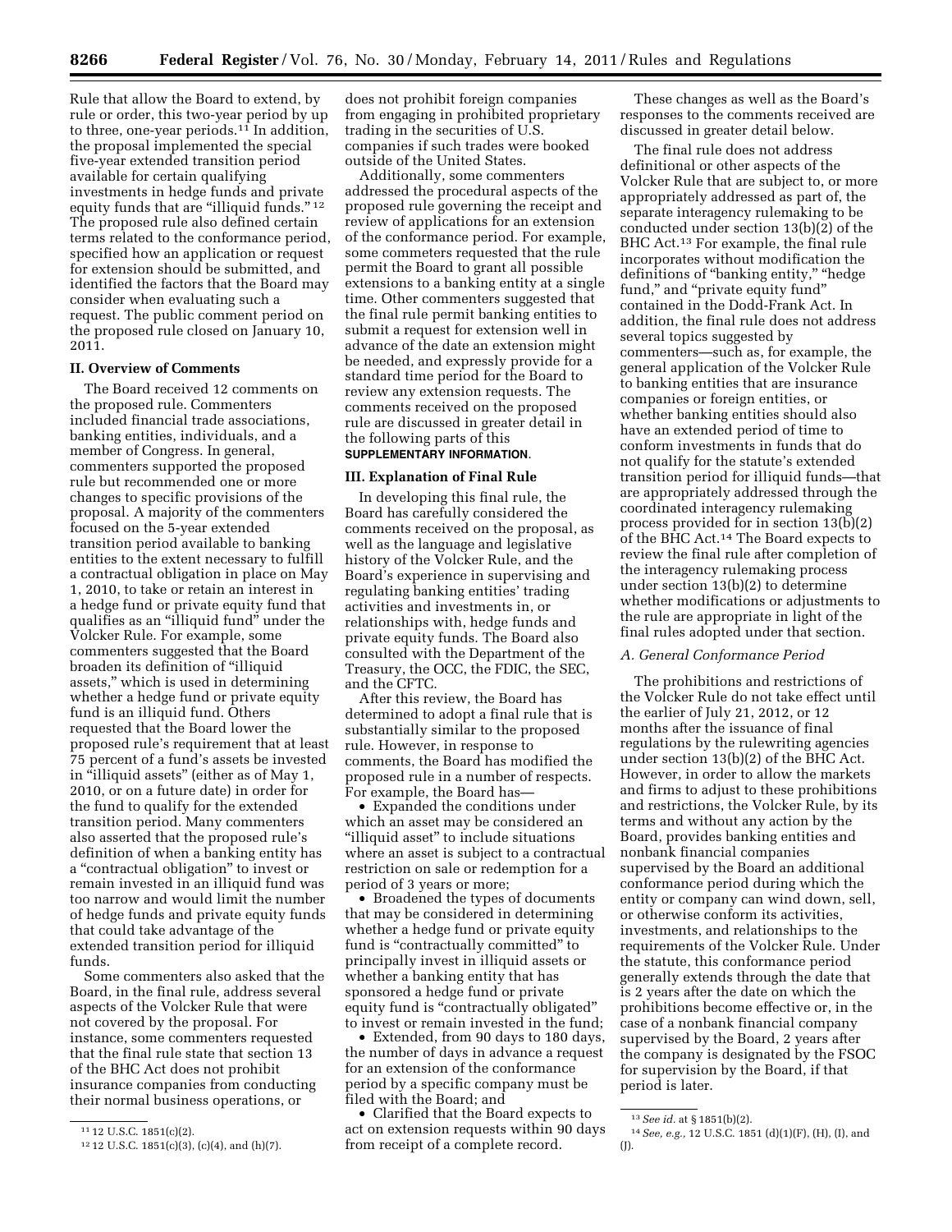Rule that allow the Board to extend, by rule or order, this two-year period by up to three, one-year periods.[11] In addition, the proposal implemented the special five-year extended transition period available for certain qualifying investments in hedge funds and private equity funds that are "illiquid funds."[12] The proposed rule also defined certain terms related to the conformance period, specified how an application or request for extension should be submitted, and identified the factors that the Board may consider when evaluating such a request. The public comment period on the proposed rule closed on January 10, 2011.

### II. Overview of Comments

The Board received 12 comments on the proposed rule. Commenters included financial trade associations, banking entities, individuals, and a member of Congress. In general, commenters supported the proposed rule but recommended one or more changes to specific provisions of the proposal. A majority of the commenters focused on the 5-year extended transition period available to banking entities to the extent necessary to fulfill a contractual obligation in place on May 1, 2010, to take or retain an interest in a hedge fund or private equity fund that qualifies as an "illiquid fund" under the Volcker Rule. For example, some commenters suggested that the Board broaden its definition of "illiquid assets," which is used in determining whether a hedge fund or private equity fund is an illiquid fund. Others requested that the Board lower the proposed rule's requirement that at least 75 percent of a fund's assets be invested in "illiquid assets" (either as of May 1, 2010, or on a future date) in order for the fund to qualify for the extended transition period. Many commenters also asserted that the proposed rule's definition of when a banking entity has a "contractual obligation" to invest or remain invested in an illiquid fund was too narrow and would limit the number of hedge funds and private equity funds that could take advantage of the extended transition period for illiquid funds.

Some commenters also asked that the Board, in the final rule, address several aspects of the Volcker Rule that were not covered by the proposal. For instance, some commenters requested that the final rule state that section 13 of the BHC Act does not prohibit insurance companies from conducting their normal business operations, or does not prohibit foreign companies from engaging in prohibited proprietary trading in the securities of U.S. companies if such trades were booked outside of the United States.

Additionally, some commenters addressed the procedural aspects of the proposed rule governing the receipt and review of applications for an extension of the conformance period. For example, some commeters requested that the rule permit the Board to grant all possible extensions to a banking entity at a single time. Other commenters suggested that the final rule permit banking entities to submit a request for extension well in advance of the date an extension might be needed, and expressly provide for a standard time period for the Board to review any extension requests. The comments received on the proposed rule are discussed in greater detail in the following parts of this **SUPPLEMENTARY INFORMATION**.

### III. Explanation of Final Rule

In developing this final rule, the Board has carefully considered the comments received on the proposal, as well as the language and legislative history of the Volcker Rule, and the Board's experience in supervising and regulating banking entities' trading activities and investments in, or relationships with, hedge funds and private equity funds. The Board also consulted with the Department of the Treasury, the OCC, the FDIC, the SEC, and the CFTC.

After this review, the Board has determined to adopt a final rule that is substantially similar to the proposed rule. However, in response to comments, the Board has modified the proposed rule in a number of respects. For example, the Board has—

- Expanded the conditions under which an asset may be considered an "illiquid asset" to include situations where an asset is subject to a contractual restriction on sale or redemption for a period of 3 years or more;
- Broadened the types of documents that may be considered in determining whether a hedge fund or private equity fund is "contractually committed" to principally invest in illiquid assets or whether a banking entity that has sponsored a hedge fund or private equity fund is "contractually obligated" to invest or remain invested in the fund;
- Extended, from 90 days to 180 days, the number of days in advance a request for an extension of the conformance period by a specific company must be filed with the Board; and
- Clarified that the Board expects to act on extension requests within 90 days from receipt of a complete record.

These changes as well as the Board's responses to the comments received are discussed in greater detail below.

The final rule does not address definitional or other aspects of the Volcker Rule that are subject to, or more appropriately addressed as part of, the separate interagency rulemaking to be conducted under section 13(b)(2) of the BHC Act.[13] For example, the final rule incorporates without modification the definitions of "banking entity," "hedge fund," and "private equity fund" contained in the Dodd-Frank Act. In addition, the final rule does not address several topics suggested by commenters—such as, for example, the general application of the Volcker Rule to banking entities that are insurance companies or foreign entities, or whether banking entities should also have an extended period of time to conform investments in funds that do not qualify for the statute's extended transition period for illiquid funds—that are appropriately addressed through the coordinated interagency rulemaking process provided for in section 13(b)(2) of the BHC Act.[14] The Board expects to review the final rule after completion of the interagency rulemaking process under section 13(b)(2) to determine whether modifications or adjustments to the rule are appropriate in light of the final rules adopted under that section.

#### A. General Conformance Period

The prohibitions and restrictions of the Volcker Rule do not take effect until the earlier of July 21, 2012, or 12 months after the issuance of final regulations by the rulewriting agencies under section 13(b)(2) of the BHC Act. However, in order to allow the markets and firms to adjust to these prohibitions and restrictions, the Volcker Rule, by its terms and without any action by the Board, provides banking entities and nonbank financial companies supervised by the Board an additional conformance period during which the entity or company can wind down, sell, or otherwise conform its activities, investments, and relationships to the requirements of the Volcker Rule. Under the statute, this conformance period generally extends through the date that is 2 years after the date on which the prohibitions become effective or, in the case of a nonbank financial company supervised by the Board, 2 years after the company is designated by the FSOC for supervision by the Board, if that period is later.

---

[11] 12 U.S.C. 1851(c)(2).

[12] 12 U.S.C. 1851(c)(3), (c)(4), and (h)(7).

[13] *See id.* at § 1851(b)(2).

[14] *See, e.g.,* 12 U.S.C. 1851 (d)(1)(F), (H), (I), and (J).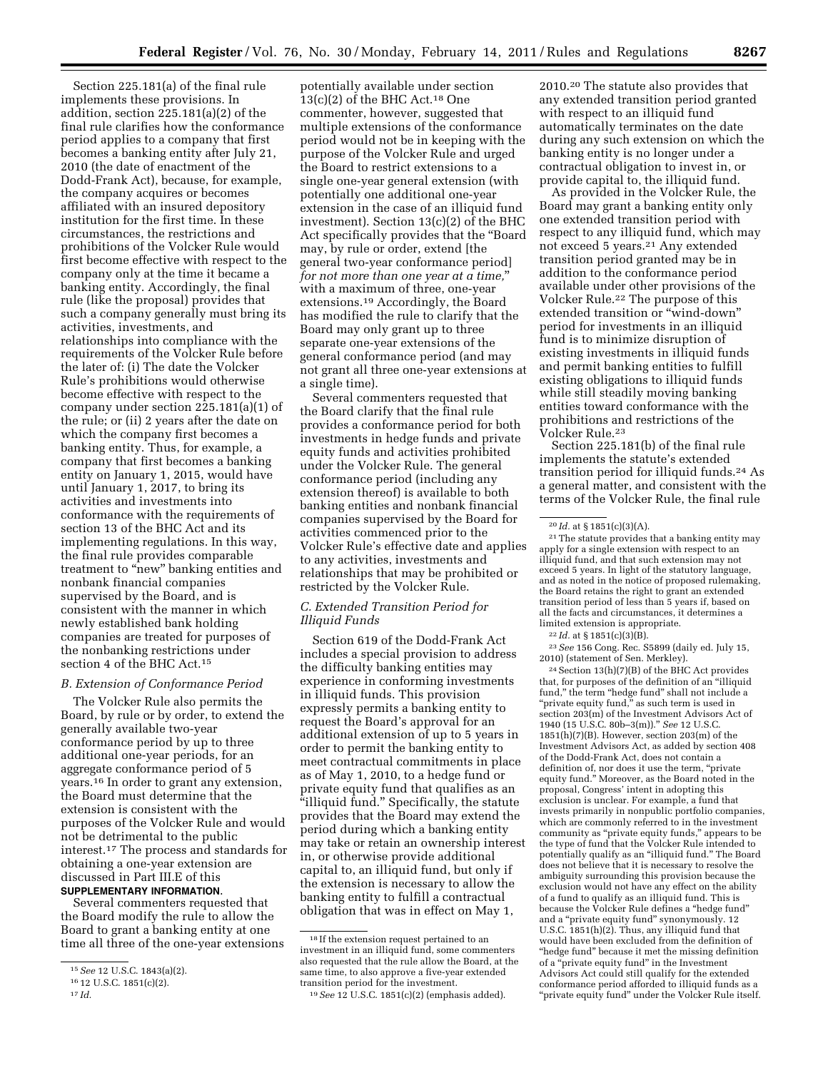Section 225.181(a) of the final rule implements these provisions. In addition, section 225.181(a)(2) of the final rule clarifies how the conformance period applies to a company that first becomes a banking entity after July 21, 2010 (the date of enactment of the Dodd-Frank Act), because, for example, the company acquires or becomes affiliated with an insured depository institution for the first time. In these circumstances, the restrictions and prohibitions of the Volcker Rule would first become effective with respect to the company only at the time it became a banking entity. Accordingly, the final rule (like the proposal) provides that such a company generally must bring its activities, investments, and relationships into compliance with the requirements of the Volcker Rule before the later of: (i) The date the Volcker Rule's prohibitions would otherwise become effective with respect to the company under section 225.181(a)(1) of the rule; or (ii) 2 years after the date on which the company first becomes a banking entity. Thus, for example, a company that first becomes a banking entity on January 1, 2015, would have until January 1, 2017, to bring its activities and investments into conformance with the requirements of section 13 of the BHC Act and its implementing regulations. In this way, the final rule provides comparable treatment to "new" banking entities and nonbank financial companies supervised by the Board, and is consistent with the manner in which newly established bank holding companies are treated for purposes of the nonbanking restrictions under section 4 of the BHC Act.[15]

### B. Extension of Conformance Period

The Volcker Rule also permits the Board, by rule or by order, to extend the generally available two-year conformance period by up to three additional one-year periods, for an aggregate conformance period of 5 years.[16] In order to grant any extension, the Board must determine that the extension is consistent with the purposes of the Volcker Rule and would not be detrimental to the public interest.[17] The process and standards for obtaining a one-year extension are discussed in Part III.E of this **SUPPLEMENTARY INFORMATION**.

Several commenters requested that the Board modify the rule to allow the Board to grant a banking entity at one time all three of the one-year extensions potentially available under section 13(c)(2) of the BHC Act.[18] One commenter, however, suggested that multiple extensions of the conformance period would not be in keeping with the purpose of the Volcker Rule and urged the Board to restrict extensions to a single one-year general extension (with potentially one additional one-year extension in the case of an illiquid fund investment). Section 13(c)(2) of the BHC Act specifically provides that the "Board may, by rule or order, extend [the general two-year conformance period] *for not more than one year at a time*," with a maximum of three, one-year extensions.[19] Accordingly, the Board has modified the rule to clarify that the Board may only grant up to three separate one-year extensions of the general conformance period (and may not grant all three one-year extensions at a single time).

Several commenters requested that the Board clarify that the final rule provides a conformance period for both investments in hedge funds and private equity funds and activities prohibited under the Volcker Rule. The general conformance period (including any extension thereof) is available to both banking entities and nonbank financial companies supervised by the Board for activities commenced prior to the Volcker Rule's effective date and applies to any activities, investments and relationships that may be prohibited or restricted by the Volcker Rule.

### C. Extended Transition Period for Illiquid Funds

Section 619 of the Dodd-Frank Act includes a special provision to address the difficulty banking entities may experience in conforming investments in illiquid funds. This provision expressly permits a banking entity to request the Board's approval for an additional extension of up to 5 years in order to permit the banking entity to meet contractual commitments in place as of May 1, 2010, to a hedge fund or private equity fund that qualifies as an "illiquid fund." Specifically, the statute provides that the Board may extend the period during which a banking entity may take or retain an ownership interest in, or otherwise provide additional capital to, an illiquid fund, but only if the extension is necessary to allow the banking entity to fulfill a contractual obligation that was in effect on May 1, 2010.[20] The statute also provides that any extended transition period granted with respect to an illiquid fund automatically terminates on the date during any such extension on which the banking entity is no longer under a contractual obligation to invest in, or provide capital to, the illiquid fund.

As provided in the Volcker Rule, the Board may grant a banking entity only one extended transition period with respect to any illiquid fund, which may not exceed 5 years.[21] Any extended transition period granted may be in addition to the conformance period available under other provisions of the Volcker Rule.[22] The purpose of this extended transition or "wind-down" period for investments in an illiquid fund is to minimize disruption of existing investments in illiquid funds and permit banking entities to fulfill existing obligations to illiquid funds while still steadily moving banking entities toward conformance with the prohibitions and restrictions of the Volcker Rule.[23]

Section 225.181(b) of the final rule implements the statute's extended transition period for illiquid funds.[24] As a general matter, and consistent with the terms of the Volcker Rule, the final rule

---

[15] *See* 12 U.S.C. 1843(a)(2).

[16] 12 U.S.C. 1851(c)(2).

[17] *Id.*

[18] If the extension request pertained to an investment in an illiquid fund, some commenters also requested that the rule allow the Board, at the same time, to also approve a five-year extended transition period for the investment.

[19] *See* 12 U.S.C. 1851(c)(2) (emphasis added).

[20] *Id.* at § 1851(c)(3)(A).

[21] The statute provides that a banking entity may apply for a single extension with respect to an illiquid fund, and that such extension may not exceed 5 years. In light of the statutory language, and as noted in the notice of proposed rulemaking, the Board retains the right to grant an extended transition period of less than 5 years if, based on all the facts and circumstances, it determines a limited extension is appropriate.

[22] *Id.* at § 1851(c)(3)(B).

[23] *See* 156 Cong. Rec. S5899 (daily ed. July 15, 2010) (statement of Sen. Merkley).

[24] Section 13(h)(7)(B) of the BHC Act provides that, for purposes of the definition of an "illiquid fund," the term "hedge fund" shall not include a "private equity fund," as such term is used in section 203(m) of the Investment Advisors Act of 1940 (15 U.S.C. 80b–3(m))." *See* 12 U.S.C. 1851(h)(7)(B). However, section 203(m) of the Investment Advisors Act, as added by section 408 of the Dodd-Frank Act, does not contain a definition of, nor does it use the term, "private equity fund." Moreover, as the Board noted in the proposal, Congress' intent in adopting this exclusion is unclear. For example, a fund that invests primarily in nonpublic portfolio companies, which are commonly referred to in the investment community as "private equity funds," appears to be the type of fund that the Volcker Rule intended to potentially qualify as an "illiquid fund." The Board does not believe that it is necessary to resolve the ambiguity surrounding this provision because the exclusion would not have any effect on the ability of a fund to qualify as an illiquid fund. This is because the Volcker Rule defines a "hedge fund" and a "private equity fund" synonymously. 12 U.S.C. 1851(h)(2). Thus, any illiquid fund that would have been excluded from the definition of "hedge fund" because it met the missing definition of a "private equity fund" in the Investment Advisors Act could still qualify for the extended conformance period afforded to illiquid funds as a "private equity fund" under the Volcker Rule itself.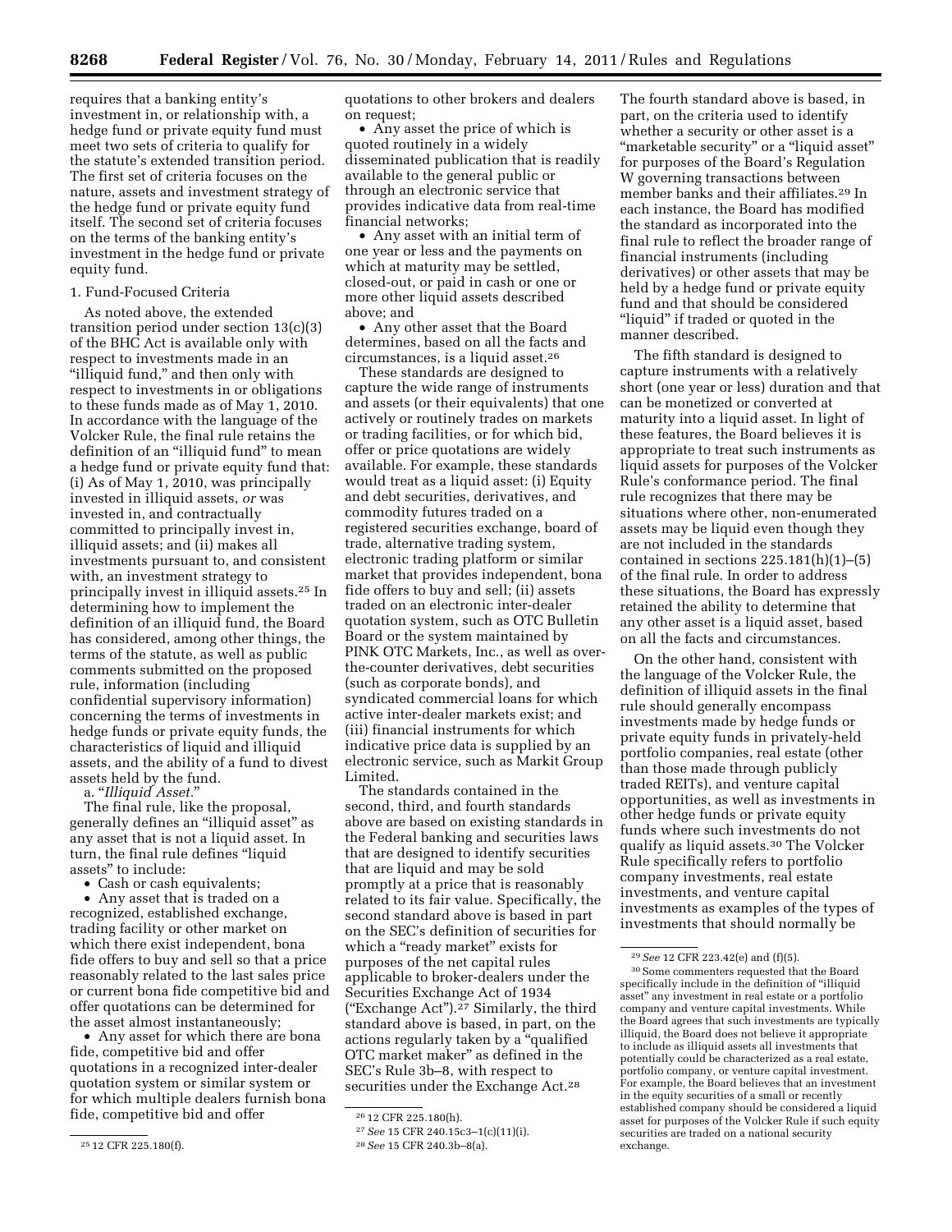requires that a banking entity's investment in, or relationship with, a hedge fund or private equity fund must meet two sets of criteria to qualify for the statute's extended transition period. The first set of criteria focuses on the nature, assets and investment strategy of the hedge fund or private equity fund itself. The second set of criteria focuses on the terms of the banking entity's investment in the hedge fund or private equity fund.

1. Fund-Focused Criteria

As noted above, the extended transition period under section 13(c)(3) of the BHC Act is available only with respect to investments made in an "illiquid fund," and then only with respect to investments in or obligations to these funds made as of May 1, 2010. In accordance with the language of the Volcker Rule, the final rule retains the definition of an "illiquid fund" to mean a hedge fund or private equity fund that: (i) As of May 1, 2010, was principally invested in illiquid assets, *or* was invested in, and contractually committed to principally invest in, illiquid assets; and (ii) makes all investments pursuant to, and consistent with, an investment strategy to principally invest in illiquid assets.[25] In determining how to implement the definition of an illiquid fund, the Board has considered, among other things, the terms of the statute, as well as public comments submitted on the proposed rule, information (including confidential supervisory information) concerning the terms of investments in hedge funds or private equity funds, the characteristics of liquid and illiquid assets, and the ability of a fund to divest assets held by the fund.

a. "*Illiquid Asset.*"

The final rule, like the proposal, generally defines an "illiquid asset" as any asset that is not a liquid asset. In turn, the final rule defines "liquid assets" to include:

- Cash or cash equivalents;
- Any asset that is traded on a recognized, established exchange, trading facility or other market on which there exist independent, bona fide offers to buy and sell so that a price reasonably related to the last sales price or current bona fide competitive bid and offer quotations can be determined for the asset almost instantaneously;
- Any asset for which there are bona fide, competitive bid and offer quotations in a recognized inter-dealer quotation system or similar system or for which multiple dealers furnish bona fide, competitive bid and offer quotations to other brokers and dealers on request;
- Any asset the price of which is quoted routinely in a widely disseminated publication that is readily available to the general public or through an electronic service that provides indicative data from real-time financial networks;
- Any asset with an initial term of one year or less and the payments on which at maturity may be settled, closed-out, or paid in cash or one or more other liquid assets described above; and
- Any other asset that the Board determines, based on all the facts and circumstances, is a liquid asset.[26]

These standards are designed to capture the wide range of instruments and assets (or their equivalents) that one actively or routinely trades on markets or trading facilities, or for which bid, offer or price quotations are widely available. For example, these standards would treat as a liquid asset: (i) Equity and debt securities, derivatives, and commodity futures traded on a registered securities exchange, board of trade, alternative trading system, electronic trading platform or similar market that provides independent, bona fide offers to buy and sell; (ii) assets traded on an electronic inter-dealer quotation system, such as OTC Bulletin Board or the system maintained by PINK OTC Markets, Inc., as well as over-the-counter derivatives, debt securities (such as corporate bonds), and syndicated commercial loans for which active inter-dealer markets exist; and (iii) financial instruments for which indicative price data is supplied by an electronic service, such as Markit Group Limited.

The standards contained in the second, third, and fourth standards above are based on existing standards in the Federal banking and securities laws that are designed to identify securities that are liquid and may be sold promptly at a price that is reasonably related to its fair value. Specifically, the second standard above is based in part on the SEC's definition of securities for which a "ready market" exists for purposes of the net capital rules applicable to broker-dealers under the Securities Exchange Act of 1934 ("Exchange Act").[27] Similarly, the third standard above is based, in part, on the actions regularly taken by a "qualified OTC market maker" as defined in the SEC's Rule 3b–8, with respect to securities under the Exchange Act.[28] The fourth standard above is based, in part, on the criteria used to identify whether a security or other asset is a "marketable security" or a "liquid asset" for purposes of the Board's Regulation W governing transactions between member banks and their affiliates.[29] In each instance, the Board has modified the standard as incorporated into the final rule to reflect the broader range of financial instruments (including derivatives) or other assets that may be held by a hedge fund or private equity fund and that should be considered "liquid" if traded or quoted in the manner described.

The fifth standard is designed to capture instruments with a relatively short (one year or less) duration and that can be monetized or converted at maturity into a liquid asset. In light of these features, the Board believes it is appropriate to treat such instruments as liquid assets for purposes of the Volcker Rule's conformance period. The final rule recognizes that there may be situations where other, non-enumerated assets may be liquid even though they are not included in the standards contained in sections 225.181(h)(1)–(5) of the final rule. In order to address these situations, the Board has expressly retained the ability to determine that any other asset is a liquid asset, based on all the facts and circumstances.

On the other hand, consistent with the language of the Volcker Rule, the definition of illiquid assets in the final rule should generally encompass investments made by hedge funds or private equity funds in privately-held portfolio companies, real estate (other than those made through publicly traded REITs), and venture capital opportunities, as well as investments in other hedge funds or private equity funds where such investments do not qualify as liquid assets.[30] The Volcker Rule specifically refers to portfolio company investments, real estate investments, and venture capital investments as examples of the types of investments that should normally be

---

[25] 12 CFR 225.180(f).

[26] 12 CFR 225.180(h).

[27] *See* 15 CFR 240.15c3–1(c)(11)(i).

[28] *See* 15 CFR 240.3b–8(a).

[29] *See* 12 CFR 223.42(e) and (f)(5).

[30] Some commenters requested that the Board specifically include in the definition of "illiquid asset" any investment in real estate or a portfolio company and venture capital investments. While the Board agrees that such investments are typically illiquid, the Board does not believe it appropriate to include as illiquid assets all investments that potentially could be characterized as a real estate, portfolio company, or venture capital investment. For example, the Board believes that an investment in the equity securities of a small or recently established company should be considered a liquid asset for purposes of the Volcker Rule if such equity securities are traded on a national security exchange.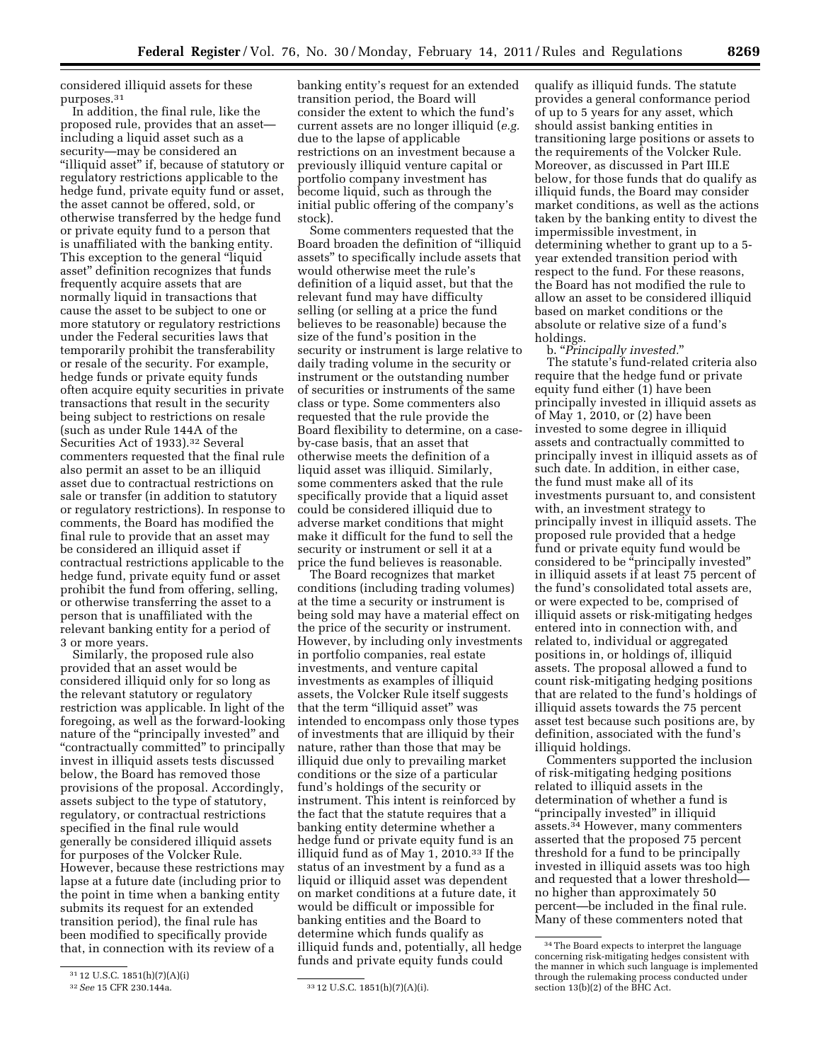considered illiquid assets for these purposes.[31]

In addition, the final rule, like the proposed rule, provides that an asset—including a liquid asset such as a security—may be considered an "illiquid asset" if, because of statutory or regulatory restrictions applicable to the hedge fund, private equity fund or asset, the asset cannot be offered, sold, or otherwise transferred by the hedge fund or private equity fund to a person that is unaffiliated with the banking entity. This exception to the general "liquid asset" definition recognizes that funds frequently acquire assets that are normally liquid in transactions that cause the asset to be subject to one or more statutory or regulatory restrictions under the Federal securities laws that temporarily prohibit the transferability or resale of the security. For example, hedge funds or private equity funds often acquire equity securities in private transactions that result in the security being subject to restrictions on resale (such as under Rule 144A of the Securities Act of 1933).[32] Several commenters requested that the final rule also permit an asset to be an illiquid asset due to contractual restrictions on sale or transfer (in addition to statutory or regulatory restrictions). In response to comments, the Board has modified the final rule to provide that an asset may be considered an illiquid asset if contractual restrictions applicable to the hedge fund, private equity fund or asset prohibit the fund from offering, selling, or otherwise transferring the asset to a person that is unaffiliated with the relevant banking entity for a period of 3 or more years.

Similarly, the proposed rule also provided that an asset would be considered illiquid only for so long as the relevant statutory or regulatory restriction was applicable. In light of the foregoing, as well as the forward-looking nature of the "principally invested" and "contractually committed" to principally invest in illiquid assets tests discussed below, the Board has removed those provisions of the proposal. Accordingly, assets subject to the type of statutory, regulatory, or contractual restrictions specified in the final rule would generally be considered illiquid assets for purposes of the Volcker Rule. However, because these restrictions may lapse at a future date (including prior to the point in time when a banking entity submits its request for an extended transition period), the final rule has been modified to specifically provide that, in connection with its review of a banking entity's request for an extended transition period, the Board will consider the extent to which the fund's current assets are no longer illiquid (*e.g.* due to the lapse of applicable restrictions on an investment because a previously illiquid venture capital or portfolio company investment has become liquid, such as through the initial public offering of the company's stock).

Some commenters requested that the Board broaden the definition of "illiquid assets" to specifically include assets that would otherwise meet the rule's definition of a liquid asset, but that the relevant fund may have difficulty selling (or selling at a price the fund believes to be reasonable) because the size of the fund's position in the security or instrument is large relative to daily trading volume in the security or instrument or the outstanding number of securities or instruments of the same class or type. Some commenters also requested that the rule provide the Board flexibility to determine, on a case-by-case basis, that an asset that otherwise meets the definition of a liquid asset was illiquid. Similarly, some commenters asked that the rule specifically provide that a liquid asset could be considered illiquid due to adverse market conditions that might make it difficult for the fund to sell the security or instrument or sell it at a price the fund believes is reasonable.

The Board recognizes that market conditions (including trading volumes) at the time a security or instrument is being sold may have a material effect on the price of the security or instrument. However, by including only investments in portfolio companies, real estate investments, and venture capital investments as examples of illiquid assets, the Volcker Rule itself suggests that the term "illiquid asset" was intended to encompass only those types of investments that are illiquid by their nature, rather than those that may be illiquid due only to prevailing market conditions or the size of a particular fund's holdings of the security or instrument. This intent is reinforced by the fact that the statute requires that a banking entity determine whether a hedge fund or private equity fund is an illiquid fund as of May 1, 2010.[33] If the status of an investment by a fund as a liquid or illiquid asset was dependent on market conditions at a future date, it would be difficult or impossible for banking entities and the Board to determine which funds qualify as illiquid funds and, potentially, all hedge funds and private equity funds could qualify as illiquid funds. The statute provides a general conformance period of up to 5 years for any asset, which should assist banking entities in transitioning large positions or assets to the requirements of the Volcker Rule. Moreover, as discussed in Part III.E below, for those funds that do qualify as illiquid funds, the Board may consider market conditions, as well as the actions taken by the banking entity to divest the impermissible investment, in determining whether to grant up to a 5-year extended transition period with respect to the fund. For these reasons, the Board has not modified the rule to allow an asset to be considered illiquid based on market conditions or the absolute or relative size of a fund's holdings.

b. "*Principally invested*."

The statute's fund-related criteria also require that the hedge fund or private equity fund either (1) have been principally invested in illiquid assets as of May 1, 2010, or (2) have been invested to some degree in illiquid assets and contractually committed to principally invest in illiquid assets as of such date. In addition, in either case, the fund must make all of its investments pursuant to, and consistent with, an investment strategy to principally invest in illiquid assets. The proposed rule provided that a hedge fund or private equity fund would be considered to be "principally invested" in illiquid assets if at least 75 percent of the fund's consolidated total assets are, or were expected to be, comprised of illiquid assets or risk-mitigating hedges entered into in connection with, and related to, individual or aggregated positions in, or holdings of, illiquid assets. The proposal allowed a fund to count risk-mitigating hedging positions that are related to the fund's holdings of illiquid assets towards the 75 percent asset test because such positions are, by definition, associated with the fund's illiquid holdings.

Commenters supported the inclusion of risk-mitigating hedging positions related to illiquid assets in the determination of whether a fund is "principally invested" in illiquid assets.[34] However, many commenters asserted that the proposed 75 percent threshold for a fund to be principally invested in illiquid assets was too high and requested that a lower threshold—no higher than approximately 50 percent—be included in the final rule. Many of these commenters noted that

---

[31] 12 U.S.C. 1851(h)(7)(A)(i)

[32] *See* 15 CFR 230.144a.

[33] 12 U.S.C. 1851(h)(7)(A)(i).

[34] The Board expects to interpret the language concerning risk-mitigating hedges consistent with the manner in which such language is implemented through the rulemaking process conducted under section 13(b)(2) of the BHC Act.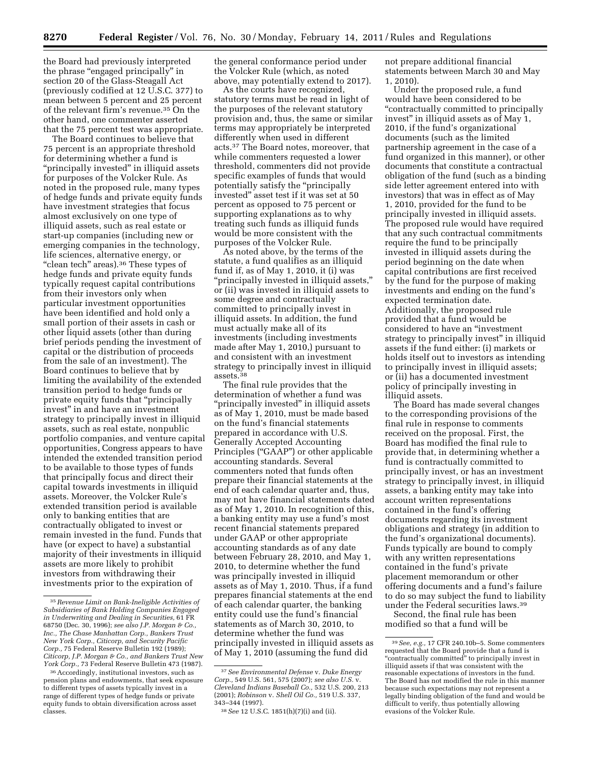the Board had previously interpreted the phrase "engaged principally" in section 20 of the Glass-Steagall Act (previously codified at 12 U.S.C. 377) to mean between 5 percent and 25 percent of the relevant firm's revenue.[35] On the other hand, one commenter asserted that the 75 percent test was appropriate.

The Board continues to believe that 75 percent is an appropriate threshold for determining whether a fund is "principally invested" in illiquid assets for purposes of the Volcker Rule. As noted in the proposed rule, many types of hedge funds and private equity funds have investment strategies that focus almost exclusively on one type of illiquid assets, such as real estate or start-up companies (including new or emerging companies in the technology, life sciences, alternative energy, or "clean tech" areas).[36] These types of hedge funds and private equity funds typically request capital contributions from their investors only when particular investment opportunities have been identified and hold only a small portion of their assets in cash or other liquid assets (other than during brief periods pending the investment of capital or the distribution of proceeds from the sale of an investment). The Board continues to believe that by limiting the availability of the extended transition period to hedge funds or private equity funds that "principally invest" in and have an investment strategy to principally invest in illiquid assets, such as real estate, nonpublic portfolio companies, and venture capital opportunities, Congress appears to have intended the extended transition period to be available to those types of funds that principally focus and direct their capital towards investments in illiquid assets. Moreover, the Volcker Rule's extended transition period is available only to banking entities that are contractually obligated to invest or remain invested in the fund. Funds that have (or expect to have) a substantial majority of their investments in illiquid assets are more likely to prohibit investors from withdrawing their investments prior to the expiration of the general conformance period under the Volcker Rule (which, as noted above, may potentially extend to 2017).

As the courts have recognized, statutory terms must be read in light of the purposes of the relevant statutory provision and, thus, the same or similar terms may appropriately be interpreted differently when used in different acts.[37] The Board notes, moreover, that while commenters requested a lower threshold, commenters did not provide specific examples of funds that would potentially satisfy the "principally invested" asset test if it was set at 50 percent as opposed to 75 percent or supporting explanations as to why treating such funds as illiquid funds would be more consistent with the purposes of the Volcker Rule.

As noted above, by the terms of the statute, a fund qualifies as an illiquid fund if, as of May 1, 2010, it (i) was "principally invested in illiquid assets," or (ii) was invested in illiquid assets to some degree and contractually committed to principally invest in illiquid assets. In addition, the fund must actually make all of its investments (including investments made after May 1, 2010,) pursuant to and consistent with an investment strategy to principally invest in illiquid assets.[38]

The final rule provides that the determination of whether a fund was "principally invested" in illiquid assets as of May 1, 2010, must be made based on the fund's financial statements prepared in accordance with U.S. Generally Accepted Accounting Principles ("GAAP") or other applicable accounting standards. Several commenters noted that funds often prepare their financial statements at the end of each calendar quarter and, thus, may not have financial statements dated as of May 1, 2010. In recognition of this, a banking entity may use a fund's most recent financial statements prepared under GAAP or other appropriate accounting standards as of any date between February 28, 2010, and May 1, 2010, to determine whether the fund was principally invested in illiquid assets as of May 1, 2010. Thus, if a fund prepares financial statements at the end of each calendar quarter, the banking entity could use the fund's financial statements as of March 30, 2010, to determine whether the fund was principally invested in illiquid assets as of May 1, 2010 (assuming the fund did not prepare additional financial statements between March 30 and May 1, 2010).

Under the proposed rule, a fund would have been considered to be "contractually committed to principally invest" in illiquid assets as of May 1, 2010, if the fund's organizational documents (such as the limited partnership agreement in the case of a fund organized in this manner), or other documents that constitute a contractual obligation of the fund (such as a binding side letter agreement entered into with investors) that was in effect as of May 1, 2010, provided for the fund to be principally invested in illiquid assets. The proposed rule would have required that any such contractual commitments require the fund to be principally invested in illiquid assets during the period beginning on the date when capital contributions are first received by the fund for the purpose of making investments and ending on the fund's expected termination date. Additionally, the proposed rule provided that a fund would be considered to have an "investment strategy to principally invest" in illiquid assets if the fund either: (i) markets or holds itself out to investors as intending to principally invest in illiquid assets; or (ii) has a documented investment policy of principally investing in illiquid assets.

The Board has made several changes to the corresponding provisions of the final rule in response to comments received on the proposal. First, the Board has modified the final rule to provide that, in determining whether a fund is contractually committed to principally invest, or has an investment strategy to principally invest, in illiquid assets, a banking entity may take into account written representations contained in the fund's offering documents regarding its investment obligations and strategy (in addition to the fund's organizational documents). Funds typically are bound to comply with any written representations contained in the fund's private placement memorandum or other offering documents and a fund's failure to do so may subject the fund to liability under the Federal securities laws.[39]

Second, the final rule has been modified so that a fund will be

---

[35] *Revenue Limit on Bank-Ineligible Activities of Subsidiaries of Bank Holding Companies Engaged in Underwriting and Dealing in Securities,* 61 FR 68750 (Dec. 30, 1996); *see also J.P. Morgan & Co., Inc., The Chase Manhattan Corp., Bankers Trust New York Corp., Citicorp, and Security Pacific Corp.,* 75 Federal Reserve Bulletin 192 (1989); *Citicorp, J.P. Morgan & Co., and Bankers Trust New York Corp.,* 73 Federal Reserve Bulletin 473 (1987).

[36] Accordingly, institutional investors, such as pension plans and endowments, that seek exposure to different types of assets typically invest in a range of different types of hedge funds or private equity funds to obtain diversification across asset classes.

[37] *See Environmental Defense* v. *Duke Energy Corp.,* 549 U.S. 561, 575 (2007); *see also U.S.* v. *Cleveland Indians Baseball Co.,* 532 U.S. 200, 213 (2001); *Robinson* v. *Shell Oil Co.,* 519 U.S. 337, 343–344 (1997).

[38] *See* 12 U.S.C. 1851(h)(7)(i) and (ii).

[39] *See, e.g.,* 17 CFR 240.10b–5. Some commenters requested that the Board provide that a fund is "contractually committed" to principally invest in illiquid assets if that was consistent with the reasonable expectations of investors in the fund. The Board has not modified the rule in this manner because such expectations may not represent a legally binding obligation of the fund and would be difficult to verify, thus potentially allowing evasions of the Volcker Rule.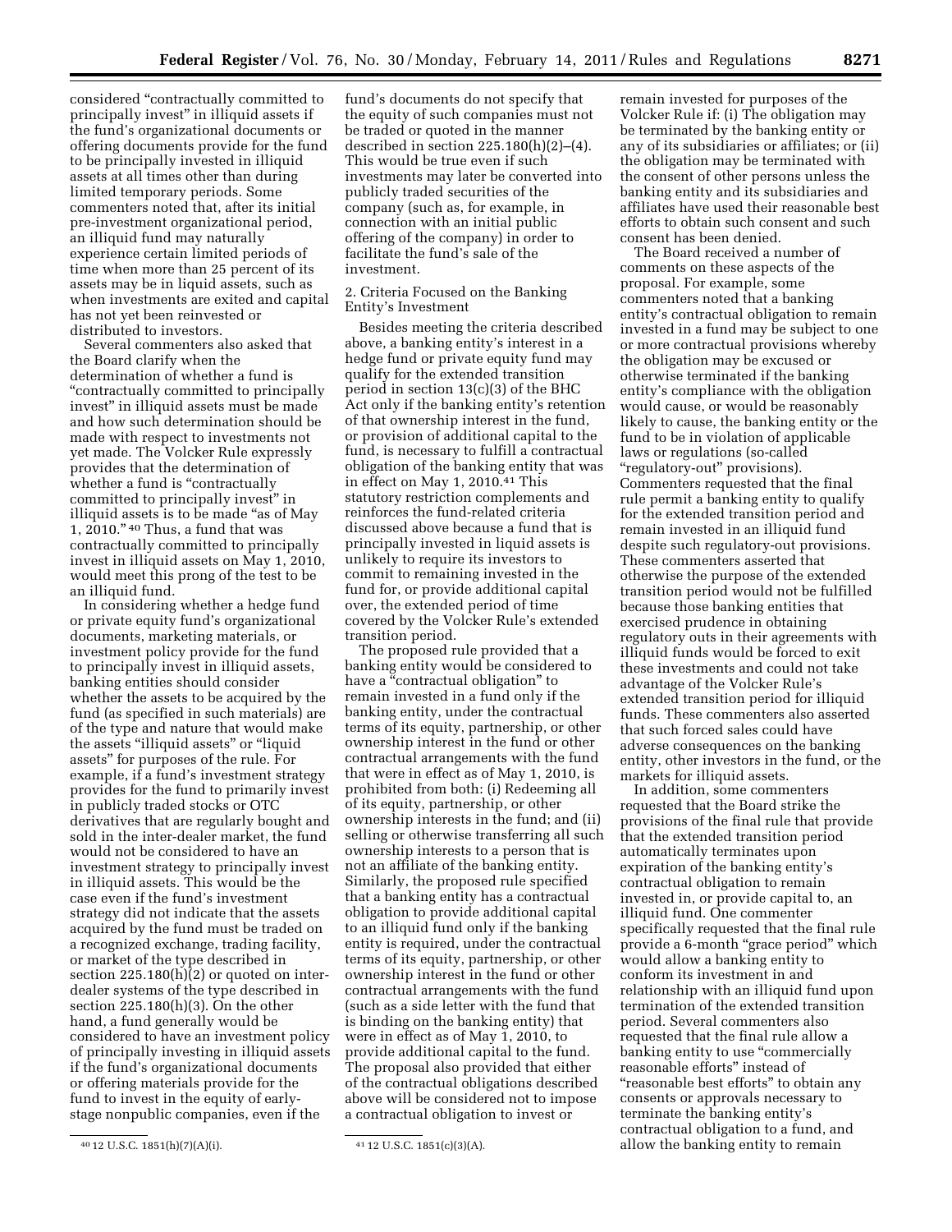considered "contractually committed to principally invest" in illiquid assets if the fund's organizational documents or offering documents provide for the fund to be principally invested in illiquid assets at all times other than during limited temporary periods. Some commenters noted that, after its initial pre-investment organizational period, an illiquid fund may naturally experience certain limited periods of time when more than 25 percent of its assets may be in liquid assets, such as when investments are exited and capital has not yet been reinvested or distributed to investors.

Several commenters also asked that the Board clarify when the determination of whether a fund is "contractually committed to principally invest" in illiquid assets must be made and how such determination should be made with respect to investments not yet made. The Volcker Rule expressly provides that the determination of whether a fund is "contractually committed to principally invest" in illiquid assets is to be made "as of May 1, 2010."[40] Thus, a fund that was contractually committed to principally invest in illiquid assets on May 1, 2010, would meet this prong of the test to be an illiquid fund.

In considering whether a hedge fund or private equity fund's organizational documents, marketing materials, or investment policy provide for the fund to principally invest in illiquid assets, banking entities should consider whether the assets to be acquired by the fund (as specified in such materials) are of the type and nature that would make the assets "illiquid assets" or "liquid assets" for purposes of the rule. For example, if a fund's investment strategy provides for the fund to primarily invest in publicly traded stocks or OTC derivatives that are regularly bought and sold in the inter-dealer market, the fund would not be considered to have an investment strategy to principally invest in illiquid assets. This would be the case even if the fund's investment strategy did not indicate that the assets acquired by the fund must be traded on a recognized exchange, trading facility, or market of the type described in section 225.180(h)(2) or quoted on inter-dealer systems of the type described in section 225.180(h)(3). On the other hand, a fund generally would be considered to have an investment policy of principally investing in illiquid assets if the fund's organizational documents or offering materials provide for the fund to invest in the equity of early-stage nonpublic companies, even if the fund's documents do not specify that the equity of such companies must not be traded or quoted in the manner described in section 225.180(h)(2)–(4). This would be true even if such investments may later be converted into publicly traded securities of the company (such as, for example, in connection with an initial public offering of the company) in order to facilitate the fund's sale of the investment.

2. Criteria Focused on the Banking Entity's Investment

Besides meeting the criteria described above, a banking entity's interest in a hedge fund or private equity fund may qualify for the extended transition period in section 13(c)(3) of the BHC Act only if the banking entity's retention of that ownership interest in the fund, or provision of additional capital to the fund, is necessary to fulfill a contractual obligation of the banking entity that was in effect on May 1, 2010.[41] This statutory restriction complements and reinforces the fund-related criteria discussed above because a fund that is principally invested in liquid assets is unlikely to require its investors to commit to remaining invested in the fund for, or provide additional capital over, the extended period of time covered by the Volcker Rule's extended transition period.

The proposed rule provided that a banking entity would be considered to have a "contractual obligation" to remain invested in a fund only if the banking entity, under the contractual terms of its equity, partnership, or other ownership interest in the fund or other contractual arrangements with the fund that were in effect as of May 1, 2010, is prohibited from both: (i) Redeeming all of its equity, partnership, or other ownership interests in the fund; and (ii) selling or otherwise transferring all such ownership interests to a person that is not an affiliate of the banking entity. Similarly, the proposed rule specified that a banking entity has a contractual obligation to provide additional capital to an illiquid fund only if the banking entity is required, under the contractual terms of its equity, partnership, or other ownership interest in the fund or other contractual arrangements with the fund (such as a side letter with the fund that is binding on the banking entity) that were in effect as of May 1, 2010, to provide additional capital to the fund. The proposal also provided that either of the contractual obligations described above will be considered not to impose a contractual obligation to invest or remain invested for purposes of the Volcker Rule if: (i) The obligation may be terminated by the banking entity or any of its subsidiaries or affiliates; or (ii) the obligation may be terminated with the consent of other persons unless the banking entity and its subsidiaries and affiliates have used their reasonable best efforts to obtain such consent and such consent has been denied.

The Board received a number of comments on these aspects of the proposal. For example, some commenters noted that a banking entity's contractual obligation to remain invested in a fund may be subject to one or more contractual provisions whereby the obligation may be excused or otherwise terminated if the banking entity's compliance with the obligation would cause, or would be reasonably likely to cause, the banking entity or the fund to be in violation of applicable laws or regulations (so-called "regulatory-out" provisions). Commenters requested that the final rule permit a banking entity to qualify for the extended transition period and remain invested in an illiquid fund despite such regulatory-out provisions. These commenters asserted that otherwise the purpose of the extended transition period would not be fulfilled because those banking entities that exercised prudence in obtaining regulatory outs in their agreements with illiquid funds would be forced to exit these investments and could not take advantage of the Volcker Rule's extended transition period for illiquid funds. These commenters also asserted that such forced sales could have adverse consequences on the banking entity, other investors in the fund, or the markets for illiquid assets.

In addition, some commenters requested that the Board strike the provisions of the final rule that provide that the extended transition period automatically terminates upon expiration of the banking entity's contractual obligation to remain invested in, or provide capital to, an illiquid fund. One commenter specifically requested that the final rule provide a 6-month "grace period" which would allow a banking entity to conform its investment in and relationship with an illiquid fund upon termination of the extended transition period. Several commenters also requested that the final rule allow a banking entity to use "commercially reasonable efforts" instead of "reasonable best efforts" to obtain any consents or approvals necessary to terminate the banking entity's contractual obligation to a fund, and allow the banking entity to remain

[40] 12 U.S.C. 1851(h)(7)(A)(i).

[41] 12 U.S.C. 1851(c)(3)(A).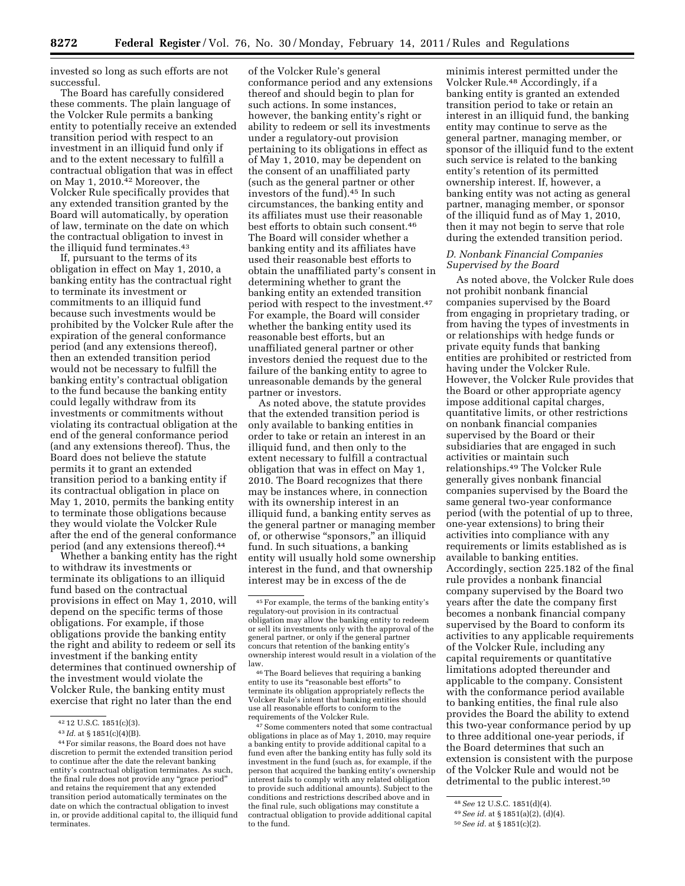invested so long as such efforts are not successful.

The Board has carefully considered these comments. The plain language of the Volcker Rule permits a banking entity to potentially receive an extended transition period with respect to an investment in an illiquid fund only if and to the extent necessary to fulfill a contractual obligation that was in effect on May 1, 2010.[42] Moreover, the Volcker Rule specifically provides that any extended transition granted by the Board will automatically, by operation of law, terminate on the date on which the contractual obligation to invest in the illiquid fund terminates.[43]

If, pursuant to the terms of its obligation in effect on May 1, 2010, a banking entity has the contractual right to terminate its investment or commitments to an illiquid fund because such investments would be prohibited by the Volcker Rule after the expiration of the general conformance period (and any extensions thereof), then an extended transition period would not be necessary to fulfill the banking entity's contractual obligation to the fund because the banking entity could legally withdraw from its investments or commitments without violating its contractual obligation at the end of the general conformance period (and any extensions thereof). Thus, the Board does not believe the statute permits it to grant an extended transition period to a banking entity if its contractual obligation in place on May 1, 2010, permits the banking entity to terminate those obligations because they would violate the Volcker Rule after the end of the general conformance period (and any extensions thereof).[44]

Whether a banking entity has the right to withdraw its investments or terminate its obligations to an illiquid fund based on the contractual provisions in effect on May 1, 2010, will depend on the specific terms of those obligations. For example, if those obligations provide the banking entity the right and ability to redeem or sell its investment if the banking entity determines that continued ownership of the investment would violate the Volcker Rule, the banking entity must exercise that right no later than the end of the Volcker Rule's general conformance period and any extensions thereof and should begin to plan for such actions. In some instances, however, the banking entity's right or ability to redeem or sell its investments under a regulatory-out provision pertaining to its obligations in effect as of May 1, 2010, may be dependent on the consent of an unaffiliated party (such as the general partner or other investors of the fund).[45] In such circumstances, the banking entity and its affiliates must use their reasonable best efforts to obtain such consent.[46] The Board will consider whether a banking entity and its affiliates have used their reasonable best efforts to obtain the unaffiliated party's consent in determining whether to grant the banking entity an extended transition period with respect to the investment.[47] For example, the Board will consider whether the banking entity used its reasonable best efforts, but an unaffiliated general partner or other investors denied the request due to the failure of the banking entity to agree to unreasonable demands by the general partner or investors.

As noted above, the statute provides that the extended transition period is only available to banking entities in order to take or retain an interest in an illiquid fund, and then only to the extent necessary to fulfill a contractual obligation that was in effect on May 1, 2010. The Board recognizes that there may be instances where, in connection with its ownership interest in an illiquid fund, a banking entity serves as the general partner or managing member of, or otherwise "sponsors," an illiquid fund. In such situations, a banking entity will usually hold some ownership interest in the fund, and that ownership interest may be in excess of the de minimis interest permitted under the Volcker Rule.[48] Accordingly, if a banking entity is granted an extended transition period to take or retain an interest in an illiquid fund, the banking entity may continue to serve as the general partner, managing member, or sponsor of the illiquid fund to the extent such service is related to the banking entity's retention of its permitted ownership interest. If, however, a banking entity was not acting as general partner, managing member, or sponsor of the illiquid fund as of May 1, 2010, then it may not begin to serve that role during the extended transition period.

### *D. Nonbank Financial Companies Supervised by the Board*

As noted above, the Volcker Rule does not prohibit nonbank financial companies supervised by the Board from engaging in proprietary trading, or from having the types of investments in or relationships with hedge funds or private equity funds that banking entities are prohibited or restricted from having under the Volcker Rule. However, the Volcker Rule provides that the Board or other appropriate agency impose additional capital charges, quantitative limits, or other restrictions on nonbank financial companies supervised by the Board or their subsidiaries that are engaged in such activities or maintain such relationships.[49] The Volcker Rule generally gives nonbank financial companies supervised by the Board the same general two-year conformance period (with the potential of up to three, one-year extensions) to bring their activities into compliance with any requirements or limits established as is available to banking entities. Accordingly, section 225.182 of the final rule provides a nonbank financial company supervised by the Board two years after the date the company first becomes a nonbank financial company supervised by the Board to conform its activities to any applicable requirements of the Volcker Rule, including any capital requirements or quantitative limitations adopted thereunder and applicable to the company. Consistent with the conformance period available to banking entities, the final rule also provides the Board the ability to extend this two-year conformance period by up to three additional one-year periods, if the Board determines that such an extension is consistent with the purpose of the Volcker Rule and would not be detrimental to the public interest.[50]

---

[42] 12 U.S.C. 1851(c)(3).

[43] *Id.* at § 1851(c)(4)(B).

[44] For similar reasons, the Board does not have discretion to permit the extended transition period to continue after the date the relevant banking entity's contractual obligation terminates. As such, the final rule does not provide any "grace period" and retains the requirement that any extended transition period automatically terminates on the date on which the contractual obligation to invest in, or provide additional capital to, the illiquid fund terminates.

[45] For example, the terms of the banking entity's regulatory-out provision in its contractual obligation may allow the banking entity to redeem or sell its investments only with the approval of the general partner, or only if the general partner concurs that retention of the banking entity's ownership interest would result in a violation of the law.

[46] The Board believes that requiring a banking entity to use its "reasonable best efforts" to terminate its obligation appropriately reflects the Volcker Rule's intent that banking entities should use all reasonable efforts to conform to the requirements of the Volcker Rule.

[47] Some commenters noted that some contractual obligations in place as of May 1, 2010, may require a banking entity to provide additional capital to a fund even after the banking entity has fully sold its investment in the fund (such as, for example, if the person that acquired the banking entity's ownership interest fails to comply with any related obligation to provide such additional amounts). Subject to the conditions and restrictions described above and in the final rule, such obligations may constitute a contractual obligation to provide additional capital to the fund.

[48] *See* 12 U.S.C. 1851(d)(4).

[49] *See id.* at § 1851(a)(2), (d)(4).

[50] *See id.* at § 1851(c)(2).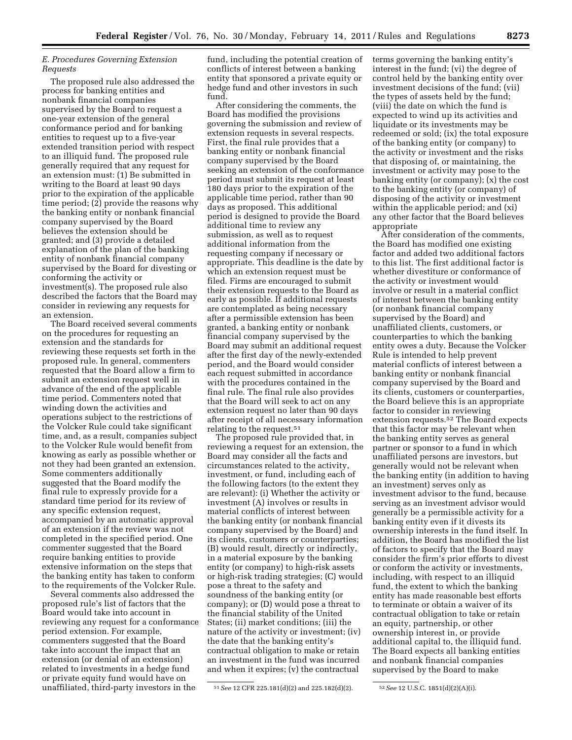### *E. Procedures Governing Extension Requests*

The proposed rule also addressed the process for banking entities and nonbank financial companies supervised by the Board to request a one-year extension of the general conformance period and for banking entities to request up to a five-year extended transition period with respect to an illiquid fund. The proposed rule generally required that any request for an extension must: (1) Be submitted in writing to the Board at least 90 days prior to the expiration of the applicable time period; (2) provide the reasons why the banking entity or nonbank financial company supervised by the Board believes the extension should be granted; and (3) provide a detailed explanation of the plan of the banking entity of nonbank financial company supervised by the Board for divesting or conforming the activity or investment(s). The proposed rule also described the factors that the Board may consider in reviewing any requests for an extension.

The Board received several comments on the procedures for requesting an extension and the standards for reviewing these requests set forth in the proposed rule. In general, commenters requested that the Board allow a firm to submit an extension request well in advance of the end of the applicable time period. Commenters noted that winding down the activities and operations subject to the restrictions of the Volcker Rule could take significant time, and, as a result, companies subject to the Volcker Rule would benefit from knowing as early as possible whether or not they had been granted an extension. Some commenters additionally suggested that the Board modify the final rule to expressly provide for a standard time period for its review of any specific extension request, accompanied by an automatic approval of an extension if the review was not completed in the specified period. One commenter suggested that the Board require banking entities to provide extensive information on the steps that the banking entity has taken to conform to the requirements of the Volcker Rule.

Several comments also addressed the proposed rule's list of factors that the Board would take into account in reviewing any request for a conformance period extension. For example, commenters suggested that the Board take into account the impact that an extension (or denial of an extension) related to investments in a hedge fund or private equity fund would have on unaffiliated, third-party investors in the fund, including the potential creation of conflicts of interest between a banking entity that sponsored a private equity or hedge fund and other investors in such fund.

After considering the comments, the Board has modified the provisions governing the submission and review of extension requests in several respects. First, the final rule provides that a banking entity or nonbank financial company supervised by the Board seeking an extension of the conformance period must submit its request at least 180 days prior to the expiration of the applicable time period, rather than 90 days as proposed. This additional period is designed to provide the Board additional time to review any submission, as well as to request additional information from the requesting company if necessary or appropriate. This deadline is the date by which an extension request must be filed. Firms are encouraged to submit their extension requests to the Board as early as possible. If additional requests are contemplated as being necessary after a permissible extension has been granted, a banking entity or nonbank financial company supervised by the Board may submit an additional request after the first day of the newly-extended period, and the Board would consider each request submitted in accordance with the procedures contained in the final rule. The final rule also provides that the Board will seek to act on any extension request no later than 90 days after receipt of all necessary information relating to the request.[51]

The proposed rule provided that, in reviewing a request for an extension, the Board may consider all the facts and circumstances related to the activity, investment, or fund, including each of the following factors (to the extent they are relevant): (i) Whether the activity or investment (A) involves or results in material conflicts of interest between the banking entity (or nonbank financial company supervised by the Board) and its clients, customers or counterparties; (B) would result, directly or indirectly, in a material exposure by the banking entity (or company) to high-risk assets or high-risk trading strategies; (C) would pose a threat to the safety and soundness of the banking entity (or company); or (D) would pose a threat to the financial stability of the United States; (ii) market conditions; (iii) the nature of the activity or investment; (iv) the date that the banking entity's contractual obligation to make or retain an investment in the fund was incurred and when it expires; (v) the contractual terms governing the banking entity's interest in the fund; (vi) the degree of control held by the banking entity over investment decisions of the fund; (vii) the types of assets held by the fund; (viii) the date on which the fund is expected to wind up its activities and liquidate or its investments may be redeemed or sold; (ix) the total exposure of the banking entity (or company) to the activity or investment and the risks that disposing of, or maintaining, the investment or activity may pose to the banking entity (or company); (x) the cost to the banking entity (or company) of disposing of the activity or investment within the applicable period; and (xi) any other factor that the Board believes appropriate

After consideration of the comments, the Board has modified one existing factor and added two additional factors to this list. The first additional factor is whether divestiture or conformance of the activity or investment would involve or result in a material conflict of interest between the banking entity (or nonbank financial company supervised by the Board) and unaffiliated clients, customers, or counterparties to which the banking entity owes a duty. Because the Volcker Rule is intended to help prevent material conflicts of interest between a banking entity or nonbank financial company supervised by the Board and its clients, customers or counterparties, the Board believe this is an appropriate factor to consider in reviewing extension requests.[52] The Board expects that this factor may be relevant when the banking entity serves as general partner or sponsor to a fund in which unaffiliated persons are investors, but generally would not be relevant when the banking entity (in addition to having an investment) serves only as investment advisor to the fund, because serving as an investment advisor would generally be a permissible activity for a banking entity even if it divests its ownership interests in the fund itself. In addition, the Board has modified the list of factors to specify that the Board may consider the firm's prior efforts to divest or conform the activity or investments, including, with respect to an illiquid fund, the extent to which the banking entity has made reasonable best efforts to terminate or obtain a waiver of its contractual obligation to take or retain an equity, partnership, or other ownership interest in, or provide additional capital to, the illiquid fund. The Board expects all banking entities and nonbank financial companies supervised by the Board to make

[51] *See* 12 CFR 225.181(d)(2) and 225.182(d)(2).

[52] *See* 12 U.S.C. 1851(d)(2)(A)(i).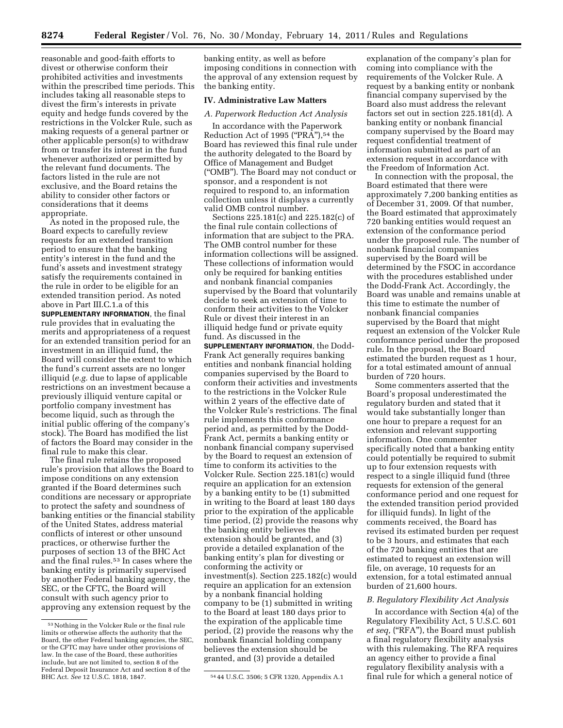reasonable and good-faith efforts to divest or otherwise conform their prohibited activities and investments within the prescribed time periods. This includes taking all reasonable steps to divest the firm's interests in private equity and hedge funds covered by the restrictions in the Volcker Rule, such as making requests of a general partner or other applicable person(s) to withdraw from or transfer its interest in the fund whenever authorized or permitted by the relevant fund documents. The factors listed in the rule are not exclusive, and the Board retains the ability to consider other factors or considerations that it deems appropriate.

As noted in the proposed rule, the Board expects to carefully review requests for an extended transition period to ensure that the banking entity's interest in the fund and the fund's assets and investment strategy satisfy the requirements contained in the rule in order to be eligible for an extended transition period. As noted above in Part III.C.1.a of this **SUPPLEMENTARY INFORMATION**, the final rule provides that in evaluating the merits and appropriateness of a request for an extended transition period for an investment in an illiquid fund, the Board will consider the extent to which the fund's current assets are no longer illiquid (*e.g.* due to lapse of applicable restrictions on an investment because a previously illiquid venture capital or portfolio company investment has become liquid, such as through the initial public offering of the company's stock). The Board has modified the list of factors the Board may consider in the final rule to make this clear.

The final rule retains the proposed rule's provision that allows the Board to impose conditions on any extension granted if the Board determines such conditions are necessary or appropriate to protect the safety and soundness of banking entities or the financial stability of the United States, address material conflicts of interest or other unsound practices, or otherwise further the purposes of section 13 of the BHC Act and the final rules.[53] In cases where the banking entity is primarily supervised by another Federal banking agency, the SEC, or the CFTC, the Board will consult with such agency prior to approving any extension request by the banking entity, as well as before imposing conditions in connection with the approval of any extension request by the banking entity.

## IV. Administrative Law Matters

### A. Paperwork Reduction Act Analysis

In accordance with the Paperwork Reduction Act of 1995 ("PRA"),[54] the Board has reviewed this final rule under the authority delegated to the Board by Office of Management and Budget ("OMB"). The Board may not conduct or sponsor, and a respondent is not required to respond to, an information collection unless it displays a currently valid OMB control number.

Sections 225.181(c) and 225.182(c) of the final rule contain collections of information that are subject to the PRA. The OMB control number for these information collections will be assigned. These collections of information would only be required for banking entities and nonbank financial companies supervised by the Board that voluntarily decide to seek an extension of time to conform their activities to the Volcker Rule or divest their interest in an illiquid hedge fund or private equity fund. As discussed in the **SUPPLEMENTARY INFORMATION**, the Dodd-Frank Act generally requires banking entities and nonbank financial holding companies supervised by the Board to conform their activities and investments to the restrictions in the Volcker Rule within 2 years of the effective date of the Volcker Rule's restrictions. The final rule implements this conformance period and, as permitted by the Dodd-Frank Act, permits a banking entity or nonbank financial company supervised by the Board to request an extension of time to conform its activities to the Volcker Rule. Section 225.181(c) would require an application for an extension by a banking entity to be (1) submitted in writing to the Board at least 180 days prior to the expiration of the applicable time period, (2) provide the reasons why the banking entity believes the extension should be granted, and (3) provide a detailed explanation of the banking entity's plan for divesting or conforming the activity or investment(s). Section 225.182(c) would require an application for an extension by a nonbank financial holding company to be (1) submitted in writing to the Board at least 180 days prior to the expiration of the applicable time period, (2) provide the reasons why the nonbank financial holding company believes the extension should be granted, and (3) provide a detailed explanation of the company's plan for coming into compliance with the requirements of the Volcker Rule. A request by a banking entity or nonbank financial company supervised by the Board also must address the relevant factors set out in section 225.181(d). A banking entity or nonbank financial company supervised by the Board may request confidential treatment of information submitted as part of an extension request in accordance with the Freedom of Information Act.

In connection with the proposal, the Board estimated that there were approximately 7,200 banking entities as of December 31, 2009. Of that number, the Board estimated that approximately 720 banking entities would request an extension of the conformance period under the proposed rule. The number of nonbank financial companies supervised by the Board will be determined by the FSOC in accordance with the procedures established under the Dodd-Frank Act. Accordingly, the Board was unable and remains unable at this time to estimate the number of nonbank financial companies supervised by the Board that might request an extension of the Volcker Rule conformance period under the proposed rule. In the proposal, the Board estimated the burden request as 1 hour, for a total estimated amount of annual burden of 720 hours.

Some commenters asserted that the Board's proposal underestimated the regulatory burden and stated that it would take substantially longer than one hour to prepare a request for an extension and relevant supporting information. One commenter specifically noted that a banking entity could potentially be required to submit up to four extension requests with respect to a single illiquid fund (three requests for extension of the general conformance period and one request for the extended transition period provided for illiquid funds). In light of the comments received, the Board has revised its estimated burden per request to be 3 hours, and estimates that each of the 720 banking entities that are estimated to request an extension will file, on average, 10 requests for an extension, for a total estimated annual burden of 21,600 hours.

### B. Regulatory Flexibility Act Analysis

In accordance with Section 4(a) of the Regulatory Flexibility Act, 5 U.S.C. 601 *et seq,* ("RFA"), the Board must publish a final regulatory flexibility analysis with this rulemaking. The RFA requires an agency either to provide a final regulatory flexibility analysis with a final rule for which a general notice of

---

[53] Nothing in the Volcker Rule or the final rule limits or otherwise affects the authority that the Board, the other Federal banking agencies, the SEC, or the CFTC may have under other provisions of law. In the case of the Board, these authorities include, but are not limited to, section 8 of the Federal Deposit Insurance Act and section 8 of the BHC Act. *See* 12 U.S.C. 1818, 1847.

[54] 44 U.S.C. 3506; 5 CFR 1320, Appendix A.1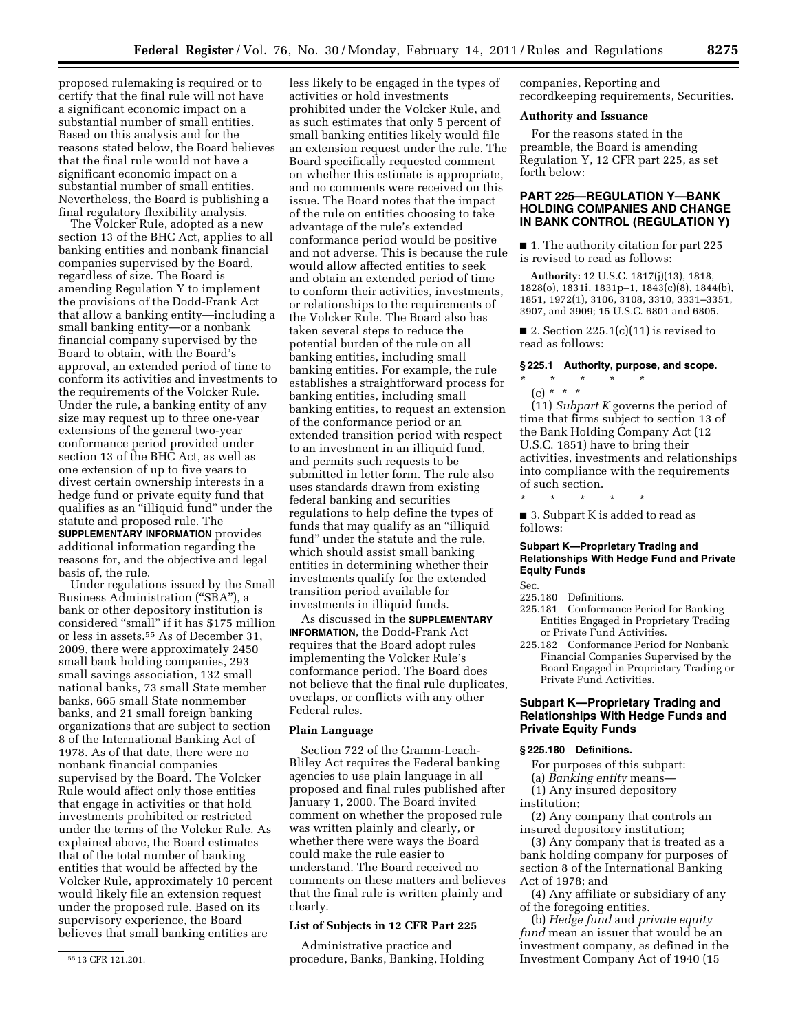proposed rulemaking is required or to certify that the final rule will not have a significant economic impact on a substantial number of small entities. Based on this analysis and for the reasons stated below, the Board believes that the final rule would not have a significant economic impact on a substantial number of small entities. Nevertheless, the Board is publishing a final regulatory flexibility analysis.

The Volcker Rule, adopted as a new section 13 of the BHC Act, applies to all banking entities and nonbank financial companies supervised by the Board, regardless of size. The Board is amending Regulation Y to implement the provisions of the Dodd-Frank Act that allow a banking entity—including a small banking entity—or a nonbank financial company supervised by the Board to obtain, with the Board's approval, an extended period of time to conform its activities and investments to the requirements of the Volcker Rule. Under the rule, a banking entity of any size may request up to three one-year extensions of the general two-year conformance period provided under section 13 of the BHC Act, as well as one extension of up to five years to divest certain ownership interests in a hedge fund or private equity fund that qualifies as an "illiquid fund" under the statute and proposed rule. The **SUPPLEMENTARY INFORMATION** provides additional information regarding the reasons for, and the objective and legal basis of, the rule.

Under regulations issued by the Small Business Administration ("SBA"), a bank or other depository institution is considered "small" if it has $175 million or less in assets.[55] As of December 31, 2009, there were approximately 2450 small bank holding companies, 293 small savings association, 132 small national banks, 73 small State member banks, 665 small State nonmember banks, and 21 small foreign banking organizations that are subject to section 8 of the International Banking Act of 1978. As of that date, there were no nonbank financial companies supervised by the Board. The Volcker Rule would affect only those entities that engage in activities or that hold investments prohibited or restricted under the terms of the Volcker Rule. As explained above, the Board estimates that of the total number of banking entities that would be affected by the Volcker Rule, approximately 10 percent would likely file an extension request under the proposed rule. Based on its supervisory experience, the Board believes that small banking entities are less likely to be engaged in the types of activities or hold investments prohibited under the Volcker Rule, and as such estimates that only 5 percent of small banking entities likely would file an extension request under the rule. The Board specifically requested comment on whether this estimate is appropriate, and no comments were received on this issue. The Board notes that the impact of the rule on entities choosing to take advantage of the rule's extended conformance period would be positive and not adverse. This is because the rule would allow affected entities to seek and obtain an extended period of time to conform their activities, investments, or relationships to the requirements of the Volcker Rule. The Board also has taken several steps to reduce the potential burden of the rule on all banking entities, including small banking entities. For example, the rule establishes a straightforward process for banking entities, including small banking entities, to request an extension of the conformance period or an extended transition period with respect to an investment in an illiquid fund, and permits such requests to be submitted in letter form. The rule also uses standards drawn from existing federal banking and securities regulations to help define the types of funds that may qualify as an "illiquid fund" under the statute and the rule, which should assist small banking entities in determining whether their investments qualify for the extended transition period available for investments in illiquid funds.

As discussed in the **SUPPLEMENTARY INFORMATION**, the Dodd-Frank Act requires that the Board adopt rules implementing the Volcker Rule's conformance period. The Board does not believe that the final rule duplicates, overlaps, or conflicts with any other Federal rules.

### Plain Language

Section 722 of the Gramm-Leach-Bliley Act requires the Federal banking agencies to use plain language in all proposed and final rules published after January 1, 2000. The Board invited comment on whether the proposed rule was written plainly and clearly, or whether there were ways the Board could make the rule easier to understand. The Board received no comments on these matters and believes that the final rule is written plainly and clearly.

### List of Subjects in 12 CFR Part 225

Administrative practice and procedure, Banks, Banking, Holding companies, Reporting and recordkeeping requirements, Securities.

### Authority and Issuance

For the reasons stated in the preamble, the Board is amending Regulation Y, 12 CFR part 225, as set forth below:

## PART 225—REGULATION Y—BANK HOLDING COMPANIES AND CHANGE IN BANK CONTROL (REGULATION Y)

■ 1. The authority citation for part 225 is revised to read as follows:

**Authority:** 12 U.S.C. 1817(j)(13), 1818, 1828(o), 1831i, 1831p–1, 1843(c)(8), 1844(b), 1851, 1972(1), 3106, 3108, 3310, 3331–3351, 3907, and 3909; 15 U.S.C. 6801 and 6805.

■ 2. Section 225.1(c)(11) is revised to read as follows:

### § 225.1 Authority, purpose, and scope.

\* \* \* \* \*

(c) \* \* \*

(11) *Subpart K* governs the period of time that firms subject to section 13 of the Bank Holding Company Act (12 U.S.C. 1851) have to bring their activities, investments and relationships into compliance with the requirements of such section.

\* \* \* \* \*

■ 3. Subpart K is added to read as follows:

#### Subpart K—Proprietary Trading and Relationships With Hedge Fund and Private Equity Funds

Sec.
225.180 Definitions.
225.181 Conformance Period for Banking Entities Engaged in Proprietary Trading or Private Fund Activities.
225.182 Conformance Period for Nonbank Financial Companies Supervised by the Board Engaged in Proprietary Trading or Private Fund Activities.

## Subpart K—Proprietary Trading and Relationships With Hedge Funds and Private Equity Funds

### § 225.180 Definitions.

For purposes of this subpart:

(a) *Banking entity* means—

(1) Any insured depository institution;

(2) Any company that controls an insured depository institution;

(3) Any company that is treated as a bank holding company for purposes of section 8 of the International Banking Act of 1978; and

(4) Any affiliate or subsidiary of any of the foregoing entities.

(b) *Hedge fund* and *private equity fund* mean an issuer that would be an investment company, as defined in the Investment Company Act of 1940 (15

[55] 13 CFR 121.201.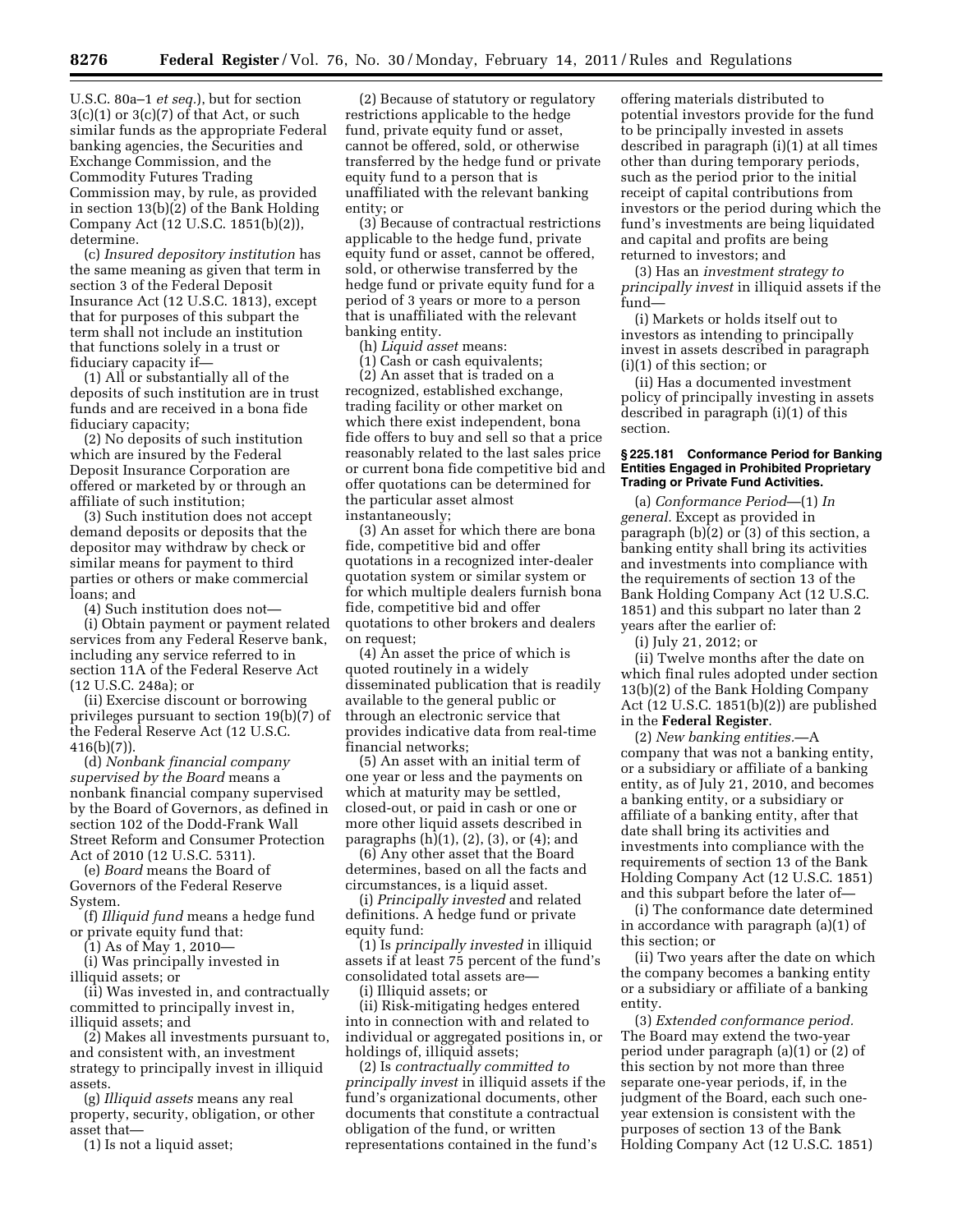U.S.C. 80a–1 *et seq.*), but for section 3(c)(1) or 3(c)(7) of that Act, or such similar funds as the appropriate Federal banking agencies, the Securities and Exchange Commission, and the Commodity Futures Trading Commission may, by rule, as provided in section 13(b)(2) of the Bank Holding Company Act (12 U.S.C. 1851(b)(2)), determine.

(c) *Insured depository institution* has the same meaning as given that term in section 3 of the Federal Deposit Insurance Act (12 U.S.C. 1813), except that for purposes of this subpart the term shall not include an institution that functions solely in a trust or fiduciary capacity if—

(1) All or substantially all of the deposits of such institution are in trust funds and are received in a bona fide fiduciary capacity;

(2) No deposits of such institution which are insured by the Federal Deposit Insurance Corporation are offered or marketed by or through an affiliate of such institution;

(3) Such institution does not accept demand deposits or deposits that the depositor may withdraw by check or similar means for payment to third parties or others or make commercial loans; and

(4) Such institution does not—

(i) Obtain payment or payment related services from any Federal Reserve bank, including any service referred to in section 11A of the Federal Reserve Act (12 U.S.C. 248a); or

(ii) Exercise discount or borrowing privileges pursuant to section 19(b)(7) of the Federal Reserve Act (12 U.S.C. 416(b)(7)).

(d) *Nonbank financial company supervised by the Board* means a nonbank financial company supervised by the Board of Governors, as defined in section 102 of the Dodd-Frank Wall Street Reform and Consumer Protection Act of 2010 (12 U.S.C. 5311).

(e) *Board* means the Board of Governors of the Federal Reserve System.

(f) *Illiquid fund* means a hedge fund or private equity fund that:

(1) As of May 1, 2010—

(i) Was principally invested in illiquid assets; or

(ii) Was invested in, and contractually committed to principally invest in, illiquid assets; and

(2) Makes all investments pursuant to, and consistent with, an investment strategy to principally invest in illiquid assets.

(g) *Illiquid assets* means any real property, security, obligation, or other asset that—

(1) Is not a liquid asset;

(2) Because of statutory or regulatory restrictions applicable to the hedge fund, private equity fund or asset, cannot be offered, sold, or otherwise transferred by the hedge fund or private equity fund to a person that is unaffiliated with the relevant banking entity; or

(3) Because of contractual restrictions applicable to the hedge fund, private equity fund or asset, cannot be offered, sold, or otherwise transferred by the hedge fund or private equity fund for a period of 3 years or more to a person that is unaffiliated with the relevant banking entity.

(h) *Liquid asset* means:

(1) Cash or cash equivalents;

(2) An asset that is traded on a recognized, established exchange, trading facility or other market on which there exist independent, bona fide offers to buy and sell so that a price reasonably related to the last sales price or current bona fide competitive bid and offer quotations can be determined for the particular asset almost instantaneously;

(3) An asset for which there are bona fide, competitive bid and offer quotations in a recognized inter-dealer quotation system or similar system or for which multiple dealers furnish bona fide, competitive bid and offer quotations to other brokers and dealers on request;

(4) An asset the price of which is quoted routinely in a widely disseminated publication that is readily available to the general public or through an electronic service that provides indicative data from real-time financial networks;

(5) An asset with an initial term of one year or less and the payments on which at maturity may be settled, closed-out, or paid in cash or one or more other liquid assets described in paragraphs (h)(1), (2), (3), or (4); and

(6) Any other asset that the Board determines, based on all the facts and circumstances, is a liquid asset.

(i) *Principally invested* and related definitions. A hedge fund or private equity fund:

(1) Is *principally invested* in illiquid assets if at least 75 percent of the fund's consolidated total assets are—

(i) Illiquid assets; or

(ii) Risk-mitigating hedges entered into in connection with and related to individual or aggregated positions in, or holdings of, illiquid assets;

(2) Is *contractually committed to principally invest* in illiquid assets if the fund's organizational documents, other documents that constitute a contractual obligation of the fund, or written representations contained in the fund's offering materials distributed to potential investors provide for the fund to be principally invested in assets described in paragraph (i)(1) at all times other than during temporary periods, such as the period prior to the initial receipt of capital contributions from investors or the period during which the fund's investments are being liquidated and capital and profits are being returned to investors; and

(3) Has an *investment strategy to principally invest* in illiquid assets if the fund—

(i) Markets or holds itself out to investors as intending to principally invest in assets described in paragraph (i)(1) of this section; or

(ii) Has a documented investment policy of principally investing in assets described in paragraph (i)(1) of this section.

### § 225.181 Conformance Period for Banking Entities Engaged in Prohibited Proprietary Trading or Private Fund Activities.

(a) *Conformance Period*—(1) *In general.* Except as provided in paragraph (b)(2) or (3) of this section, a banking entity shall bring its activities and investments into compliance with the requirements of section 13 of the Bank Holding Company Act (12 U.S.C. 1851) and this subpart no later than 2 years after the earlier of:

(i) July 21, 2012; or

(ii) Twelve months after the date on which final rules adopted under section 13(b)(2) of the Bank Holding Company Act (12 U.S.C. 1851(b)(2)) are published in the **Federal Register**.

(2) *New banking entities.*—A company that was not a banking entity, or a subsidiary or affiliate of a banking entity, as of July 21, 2010, and becomes a banking entity, or a subsidiary or affiliate of a banking entity, after that date shall bring its activities and investments into compliance with the requirements of section 13 of the Bank Holding Company Act (12 U.S.C. 1851) and this subpart before the later of—

(i) The conformance date determined in accordance with paragraph (a)(1) of this section; or

(ii) Two years after the date on which the company becomes a banking entity or a subsidiary or affiliate of a banking entity.

(3) *Extended conformance period.* The Board may extend the two-year period under paragraph (a)(1) or (2) of this section by not more than three separate one-year periods, if, in the judgment of the Board, each such one-year extension is consistent with the purposes of section 13 of the Bank Holding Company Act (12 U.S.C. 1851)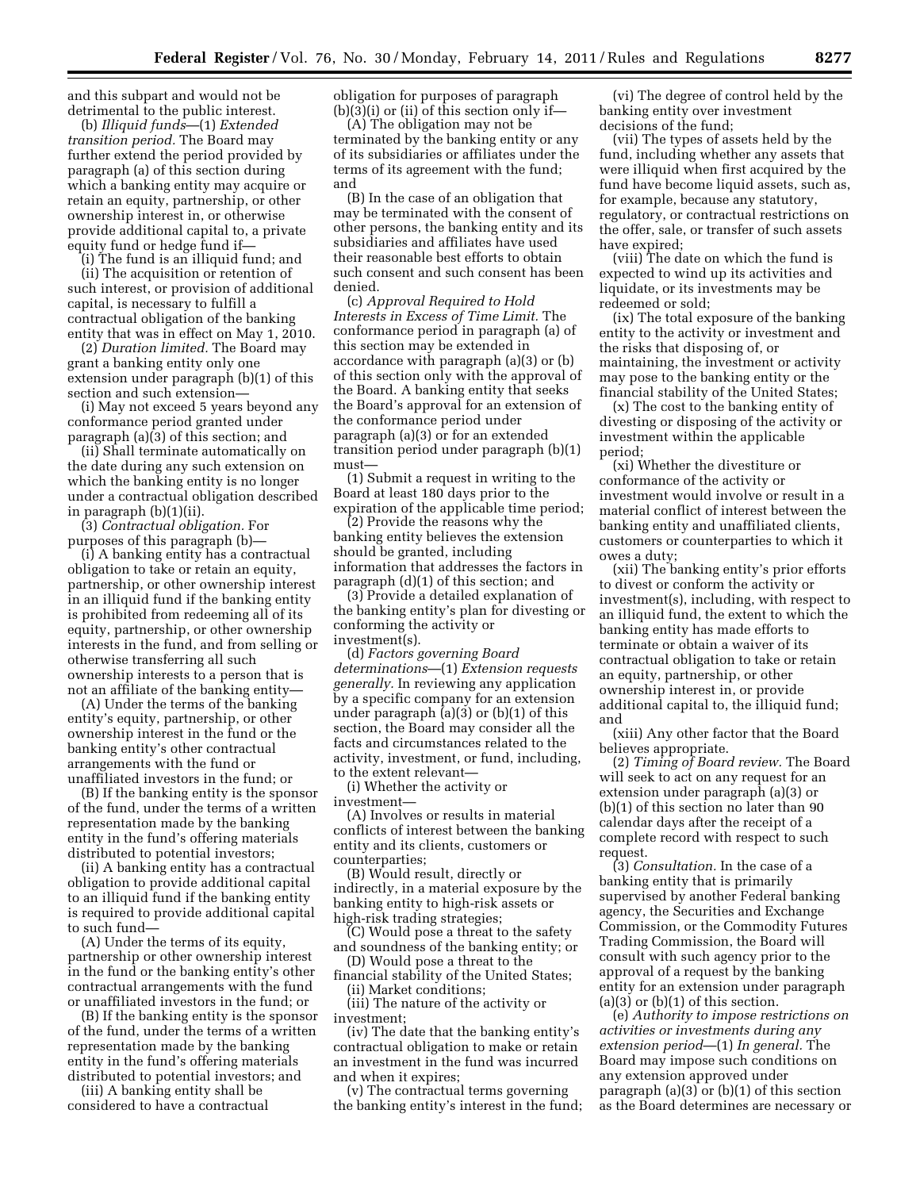and this subpart and would not be detrimental to the public interest.

(b) *Illiquid funds*—(1) *Extended transition period.* The Board may further extend the period provided by paragraph (a) of this section during which a banking entity may acquire or retain an equity, partnership, or other ownership interest in, or otherwise provide additional capital to, a private equity fund or hedge fund if—

(i) The fund is an illiquid fund; and

(ii) The acquisition or retention of such interest, or provision of additional capital, is necessary to fulfill a contractual obligation of the banking entity that was in effect on May 1, 2010.

(2) *Duration limited.* The Board may grant a banking entity only one extension under paragraph (b)(1) of this section and such extension—

(i) May not exceed 5 years beyond any conformance period granted under paragraph (a)(3) of this section; and

(ii) Shall terminate automatically on the date during any such extension on which the banking entity is no longer under a contractual obligation described in paragraph (b)(1)(ii).

(3) *Contractual obligation.* For purposes of this paragraph (b)—

(i) A banking entity has a contractual obligation to take or retain an equity, partnership, or other ownership interest in an illiquid fund if the banking entity is prohibited from redeeming all of its equity, partnership, or other ownership interests in the fund, and from selling or otherwise transferring all such ownership interests to a person that is not an affiliate of the banking entity—

(A) Under the terms of the banking entity's equity, partnership, or other ownership interest in the fund or the banking entity's other contractual arrangements with the fund or unaffiliated investors in the fund; or

(B) If the banking entity is the sponsor of the fund, under the terms of a written representation made by the banking entity in the fund's offering materials distributed to potential investors;

(ii) A banking entity has a contractual obligation to provide additional capital to an illiquid fund if the banking entity is required to provide additional capital to such fund—

(A) Under the terms of its equity, partnership or other ownership interest in the fund or the banking entity's other contractual arrangements with the fund or unaffiliated investors in the fund; or

(B) If the banking entity is the sponsor of the fund, under the terms of a written representation made by the banking entity in the fund's offering materials distributed to potential investors; and

(iii) A banking entity shall be considered to have a contractual obligation for purposes of paragraph (b)(3)(i) or (ii) of this section only if—

(A) The obligation may not be terminated by the banking entity or any of its subsidiaries or affiliates under the terms of its agreement with the fund; and

(B) In the case of an obligation that may be terminated with the consent of other persons, the banking entity and its subsidiaries and affiliates have used their reasonable best efforts to obtain such consent and such consent has been denied.

(c) *Approval Required to Hold Interests in Excess of Time Limit.* The conformance period in paragraph (a) of this section may be extended in accordance with paragraph (a)(3) or (b) of this section only with the approval of the Board. A banking entity that seeks the Board's approval for an extension of the conformance period under paragraph (a)(3) or for an extended transition period under paragraph (b)(1) must—

(1) Submit a request in writing to the Board at least 180 days prior to the expiration of the applicable time period;

(2) Provide the reasons why the banking entity believes the extension should be granted, including information that addresses the factors in paragraph (d)(1) of this section; and

(3) Provide a detailed explanation of the banking entity's plan for divesting or conforming the activity or investment(s).

(d) *Factors governing Board determinations*—(1) *Extension requests generally.* In reviewing any application by a specific company for an extension under paragraph (a)(3) or (b)(1) of this section, the Board may consider all the facts and circumstances related to the activity, investment, or fund, including, to the extent relevant—

(i) Whether the activity or investment—

(A) Involves or results in material conflicts of interest between the banking entity and its clients, customers or counterparties;

(B) Would result, directly or indirectly, in a material exposure by the banking entity to high-risk assets or high-risk trading strategies;

(C) Would pose a threat to the safety and soundness of the banking entity; or

(D) Would pose a threat to the financial stability of the United States;

(ii) Market conditions;

(iii) The nature of the activity or investment;

(iv) The date that the banking entity's contractual obligation to make or retain an investment in the fund was incurred and when it expires;

(v) The contractual terms governing the banking entity's interest in the fund;

(vi) The degree of control held by the banking entity over investment decisions of the fund;

(vii) The types of assets held by the fund, including whether any assets that were illiquid when first acquired by the fund have become liquid assets, such as, for example, because any statutory, regulatory, or contractual restrictions on the offer, sale, or transfer of such assets have expired;

(viii) The date on which the fund is expected to wind up its activities and liquidate, or its investments may be redeemed or sold;

(ix) The total exposure of the banking entity to the activity or investment and the risks that disposing of, or maintaining, the investment or activity may pose to the banking entity or the financial stability of the United States;

(x) The cost to the banking entity of divesting or disposing of the activity or investment within the applicable period;

(xi) Whether the divestiture or conformance of the activity or investment would involve or result in a material conflict of interest between the banking entity and unaffiliated clients, customers or counterparties to which it owes a duty;

(xii) The banking entity's prior efforts to divest or conform the activity or investment(s), including, with respect to an illiquid fund, the extent to which the banking entity has made efforts to terminate or obtain a waiver of its contractual obligation to take or retain an equity, partnership, or other ownership interest in, or provide additional capital to, the illiquid fund; and

(xiii) Any other factor that the Board believes appropriate.

(2) *Timing of Board review.* The Board will seek to act on any request for an extension under paragraph (a)(3) or (b)(1) of this section no later than 90 calendar days after the receipt of a complete record with respect to such request.

(3) *Consultation.* In the case of a banking entity that is primarily supervised by another Federal banking agency, the Securities and Exchange Commission, or the Commodity Futures Trading Commission, the Board will consult with such agency prior to the approval of a request by the banking entity for an extension under paragraph (a)(3) or (b)(1) of this section.

(e) *Authority to impose restrictions on activities or investments during any extension period*—(1) *In general.* The Board may impose such conditions on any extension approved under paragraph (a)(3) or (b)(1) of this section as the Board determines are necessary or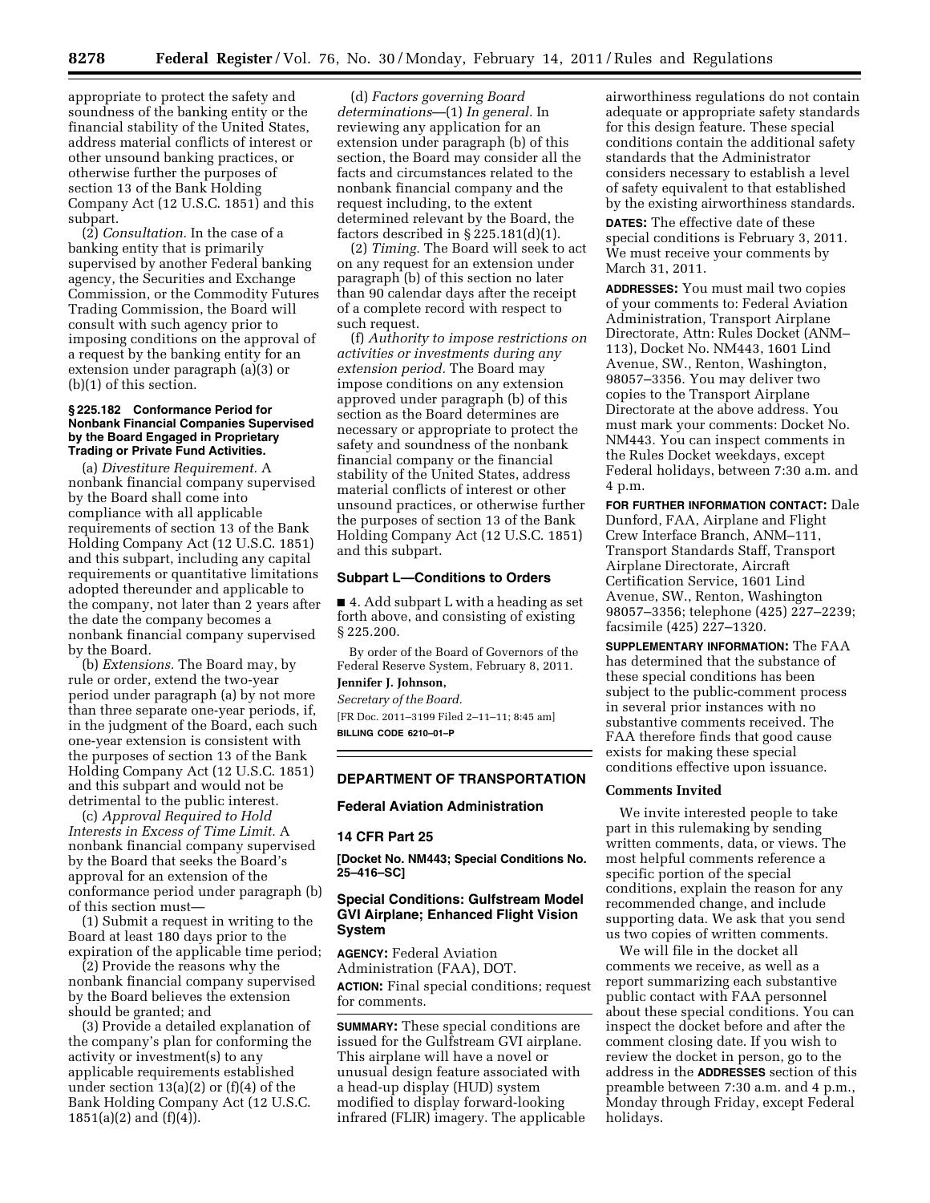appropriate to protect the safety and soundness of the banking entity or the financial stability of the United States, address material conflicts of interest or other unsound banking practices, or otherwise further the purposes of section 13 of the Bank Holding Company Act (12 U.S.C. 1851) and this subpart.

(2) *Consultation.* In the case of a banking entity that is primarily supervised by another Federal banking agency, the Securities and Exchange Commission, or the Commodity Futures Trading Commission, the Board will consult with such agency prior to imposing conditions on the approval of a request by the banking entity for an extension under paragraph (a)(3) or (b)(1) of this section.

#### § 225.182 Conformance Period for Nonbank Financial Companies Supervised by the Board Engaged in Proprietary Trading or Private Fund Activities.

(a) *Divestiture Requirement.* A nonbank financial company supervised by the Board shall come into compliance with all applicable requirements of section 13 of the Bank Holding Company Act (12 U.S.C. 1851) and this subpart, including any capital requirements or quantitative limitations adopted thereunder and applicable to the company, not later than 2 years after the date the company becomes a nonbank financial company supervised by the Board.

(b) *Extensions.* The Board may, by rule or order, extend the two-year period under paragraph (a) by not more than three separate one-year periods, if, in the judgment of the Board, each such one-year extension is consistent with the purposes of section 13 of the Bank Holding Company Act (12 U.S.C. 1851) and this subpart and would not be detrimental to the public interest.

(c) *Approval Required to Hold Interests in Excess of Time Limit.* A nonbank financial company supervised by the Board that seeks the Board's approval for an extension of the conformance period under paragraph (b) of this section must—

(1) Submit a request in writing to the Board at least 180 days prior to the expiration of the applicable time period;

(2) Provide the reasons why the nonbank financial company supervised by the Board believes the extension should be granted; and

(3) Provide a detailed explanation of the company's plan for conforming the activity or investment(s) to any applicable requirements established under section 13(a)(2) or (f)(4) of the Bank Holding Company Act (12 U.S.C. 1851(a)(2) and (f)(4)).

(d) *Factors governing Board determinations*—(1) *In general.* In reviewing any application for an extension under paragraph (b) of this section, the Board may consider all the facts and circumstances related to the nonbank financial company and the request including, to the extent determined relevant by the Board, the factors described in § 225.181(d)(1).

(2) *Timing.* The Board will seek to act on any request for an extension under paragraph (b) of this section no later than 90 calendar days after the receipt of a complete record with respect to such request.

(f) *Authority to impose restrictions on activities or investments during any extension period.* The Board may impose conditions on any extension approved under paragraph (b) of this section as the Board determines are necessary or appropriate to protect the safety and soundness of the nonbank financial company or the financial stability of the United States, address material conflicts of interest or other unsound practices, or otherwise further the purposes of section 13 of the Bank Holding Company Act (12 U.S.C. 1851) and this subpart.

### Subpart L—Conditions to Orders

■ 4. Add subpart L with a heading as set forth above, and consisting of existing § 225.200.

By order of the Board of Governors of the Federal Reserve System, February 8, 2011.

**Jennifer J. Johnson,**

*Secretary of the Board.*

[FR Doc. 2011–3199 Filed 2–11–11; 8:45 am]

**BILLING CODE 6210–01–P**

## DEPARTMENT OF TRANSPORTATION

### Federal Aviation Administration

### 14 CFR Part 25

**[Docket No. NM443; Special Conditions No. 25–416–SC]**

### Special Conditions: Gulfstream Model GVI Airplane; Enhanced Flight Vision System

**AGENCY:** Federal Aviation Administration (FAA), DOT.

**ACTION:** Final special conditions; request for comments.

**SUMMARY:** These special conditions are issued for the Gulfstream GVI airplane. This airplane will have a novel or unusual design feature associated with a head-up display (HUD) system modified to display forward-looking infrared (FLIR) imagery. The applicable airworthiness regulations do not contain adequate or appropriate safety standards for this design feature. These special conditions contain the additional safety standards that the Administrator considers necessary to establish a level of safety equivalent to that established by the existing airworthiness standards.

**DATES:** The effective date of these special conditions is February 3, 2011. We must receive your comments by March 31, 2011.

**ADDRESSES:** You must mail two copies of your comments to: Federal Aviation Administration, Transport Airplane Directorate, Attn: Rules Docket (ANM–113), Docket No. NM443, 1601 Lind Avenue, SW., Renton, Washington, 98057–3356. You may deliver two copies to the Transport Airplane Directorate at the above address. You must mark your comments: Docket No. NM443. You can inspect comments in the Rules Docket weekdays, except Federal holidays, between 7:30 a.m. and 4 p.m.

**FOR FURTHER INFORMATION CONTACT:** Dale Dunford, FAA, Airplane and Flight Crew Interface Branch, ANM–111, Transport Standards Staff, Transport Airplane Directorate, Aircraft Certification Service, 1601 Lind Avenue, SW., Renton, Washington 98057–3356; telephone (425) 227–2239; facsimile (425) 227–1320.

**SUPPLEMENTARY INFORMATION:** The FAA has determined that the substance of these special conditions has been subject to the public-comment process in several prior instances with no substantive comments received. The FAA therefore finds that good cause exists for making these special conditions effective upon issuance.

### Comments Invited

We invite interested people to take part in this rulemaking by sending written comments, data, or views. The most helpful comments reference a specific portion of the special conditions, explain the reason for any recommended change, and include supporting data. We ask that you send us two copies of written comments.

We will file in the docket all comments we receive, as well as a report summarizing each substantive public contact with FAA personnel about these special conditions. You can inspect the docket before and after the comment closing date. If you wish to review the docket in person, go to the address in the **ADDRESSES** section of this preamble between 7:30 a.m. and 4 p.m., Monday through Friday, except Federal holidays.